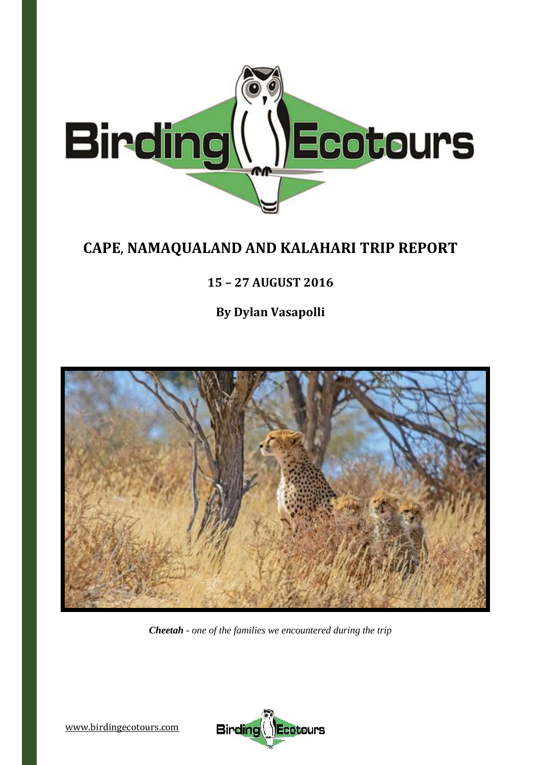# CAPE, NAMAQUALAND AND KALAHARI TRIP REPORT

## 15 – 27 AUGUST 2016

### By Dylan Vasapolli

***Cheetah*** *- one of the families we encountered during the trip*

www.birdingecotours.com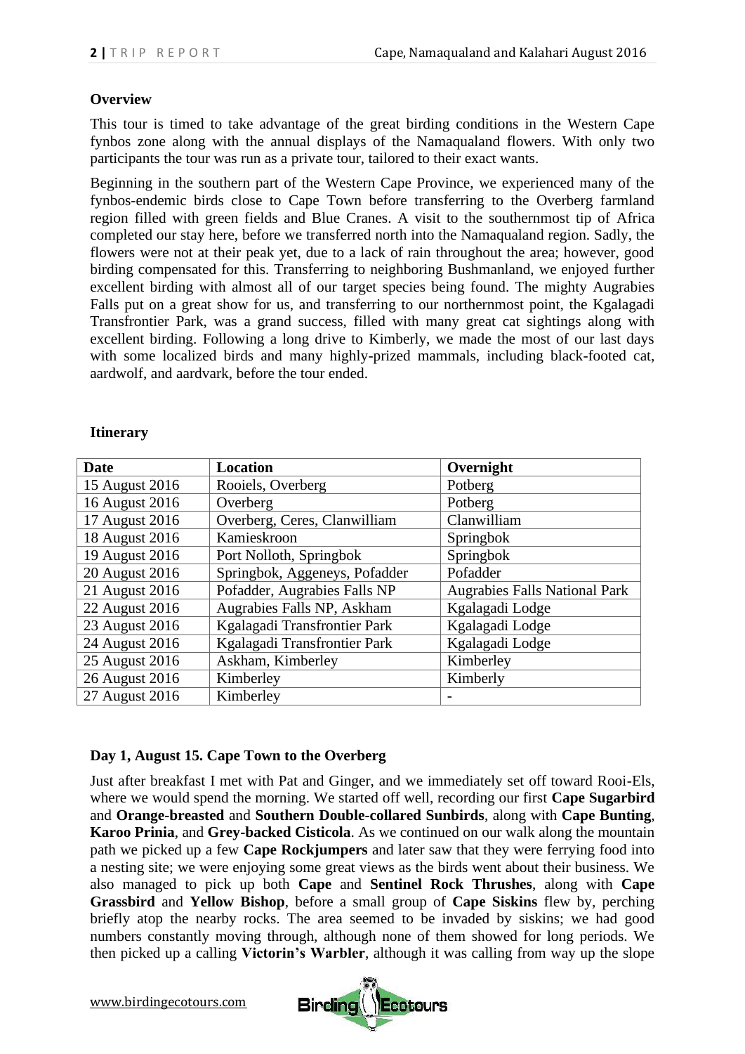**Overview**

This tour is timed to take advantage of the great birding conditions in the Western Cape fynbos zone along with the annual displays of the Namaqualand flowers. With only two participants the tour was run as a private tour, tailored to their exact wants.

Beginning in the southern part of the Western Cape Province, we experienced many of the fynbos-endemic birds close to Cape Town before transferring to the Overberg farmland region filled with green fields and Blue Cranes. A visit to the southernmost tip of Africa completed our stay here, before we transferred north into the Namaqualand region. Sadly, the flowers were not at their peak yet, due to a lack of rain throughout the area; however, good birding compensated for this. Transferring to neighboring Bushmanland, we enjoyed further excellent birding with almost all of our target species being found. The mighty Augrabies Falls put on a great show for us, and transferring to our northernmost point, the Kgalagadi Transfrontier Park, was a grand success, filled with many great cat sightings along with excellent birding. Following a long drive to Kimberly, we made the most of our last days with some localized birds and many highly-prized mammals, including black-footed cat, aardwolf, and aardvark, before the tour ended.

**Itinerary**

| Date | Location | Overnight |
|---|---|---|
| 15 August 2016 | Rooiels, Overberg | Potberg |
| 16 August 2016 | Overberg | Potberg |
| 17 August 2016 | Overberg, Ceres, Clanwilliam | Clanwilliam |
| 18 August 2016 | Kamieskroon | Springbok |
| 19 August 2016 | Port Nolloth, Springbok | Springbok |
| 20 August 2016 | Springbok, Aggeneys, Pofadder | Pofadder |
| 21 August 2016 | Pofadder, Augrabies Falls NP | Augrabies Falls National Park |
| 22 August 2016 | Augrabies Falls NP, Askham | Kgalagadi Lodge |
| 23 August 2016 | Kgalagadi Transfrontier Park | Kgalagadi Lodge |
| 24 August 2016 | Kgalagadi Transfrontier Park | Kgalagadi Lodge |
| 25 August 2016 | Askham, Kimberley | Kimberley |
| 26 August 2016 | Kimberley | Kimberly |
| 27 August 2016 | Kimberley | - |

**Day 1, August 15. Cape Town to the Overberg**

Just after breakfast I met with Pat and Ginger, and we immediately set off toward Rooi-Els, where we would spend the morning. We started off well, recording our first **Cape Sugarbird** and **Orange-breasted** and **Southern Double-collared Sunbirds**, along with **Cape Bunting**, **Karoo Prinia**, and **Grey-backed Cisticola**. As we continued on our walk along the mountain path we picked up a few **Cape Rockjumpers** and later saw that they were ferrying food into a nesting site; we were enjoying some great views as the birds went about their business. We also managed to pick up both **Cape** and **Sentinel Rock Thrushes**, along with **Cape Grassbird** and **Yellow Bishop**, before a small group of **Cape Siskins** flew by, perching briefly atop the nearby rocks. The area seemed to be invaded by siskins; we had good numbers constantly moving through, although none of them showed for long periods. We then picked up a calling **Victorin's Warbler**, although it was calling from way up the slope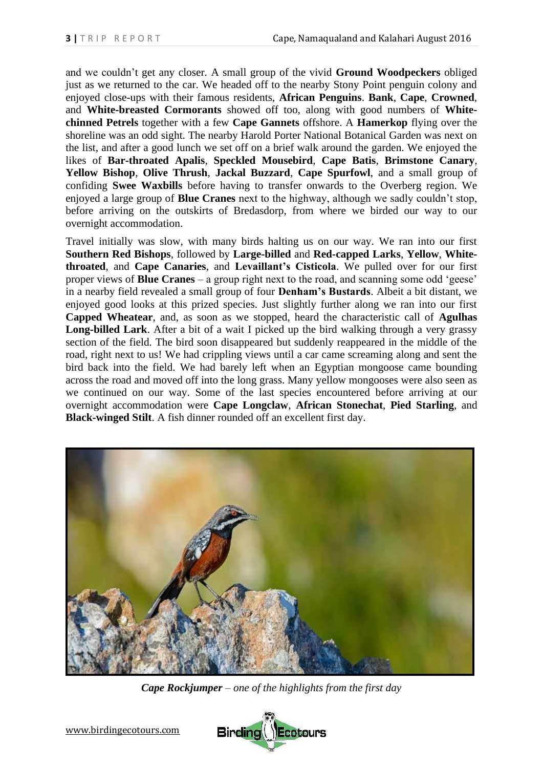and we couldn't get any closer. A small group of the vivid **Ground Woodpeckers** obliged just as we returned to the car. We headed off to the nearby Stony Point penguin colony and enjoyed close-ups with their famous residents, **African Penguins**. **Bank**, **Cape**, **Crowned**, and **White-breasted Cormorants** showed off too, along with good numbers of **White-chinned Petrels** together with a few **Cape Gannets** offshore. A **Hamerkop** flying over the shoreline was an odd sight. The nearby Harold Porter National Botanical Garden was next on the list, and after a good lunch we set off on a brief walk around the garden. We enjoyed the likes of **Bar-throated Apalis**, **Speckled Mousebird**, **Cape Batis**, **Brimstone Canary**, **Yellow Bishop**, **Olive Thrush**, **Jackal Buzzard**, **Cape Spurfowl**, and a small group of confiding **Swee Waxbills** before having to transfer onwards to the Overberg region. We enjoyed a large group of **Blue Cranes** next to the highway, although we sadly couldn't stop, before arriving on the outskirts of Bredasdorp, from where we birded our way to our overnight accommodation.

Travel initially was slow, with many birds halting us on our way. We ran into our first **Southern Red Bishops**, followed by **Large-billed** and **Red-capped Larks**, **Yellow**, **White-throated**, and **Cape Canaries**, and **Levaillant's Cisticola**. We pulled over for our first proper views of **Blue Cranes** – a group right next to the road, and scanning some odd 'geese' in a nearby field revealed a small group of four **Denham's Bustards**. Albeit a bit distant, we enjoyed good looks at this prized species. Just slightly further along we ran into our first **Capped Wheatear**, and, as soon as we stopped, heard the characteristic call of **Agulhas Long-billed Lark**. After a bit of a wait I picked up the bird walking through a very grassy section of the field. The bird soon disappeared but suddenly reappeared in the middle of the road, right next to us! We had crippling views until a car came screaming along and sent the bird back into the field. We had barely left when an Egyptian mongoose came bounding across the road and moved off into the long grass. Many yellow mongooses were also seen as we continued on our way. Some of the last species encountered before arriving at our overnight accommodation were **Cape Longclaw**, **African Stonechat**, **Pied Starling**, and **Black-winged Stilt**. A fish dinner rounded off an excellent first day.

***Cape Rockjumper*** *– one of the highlights from the first day*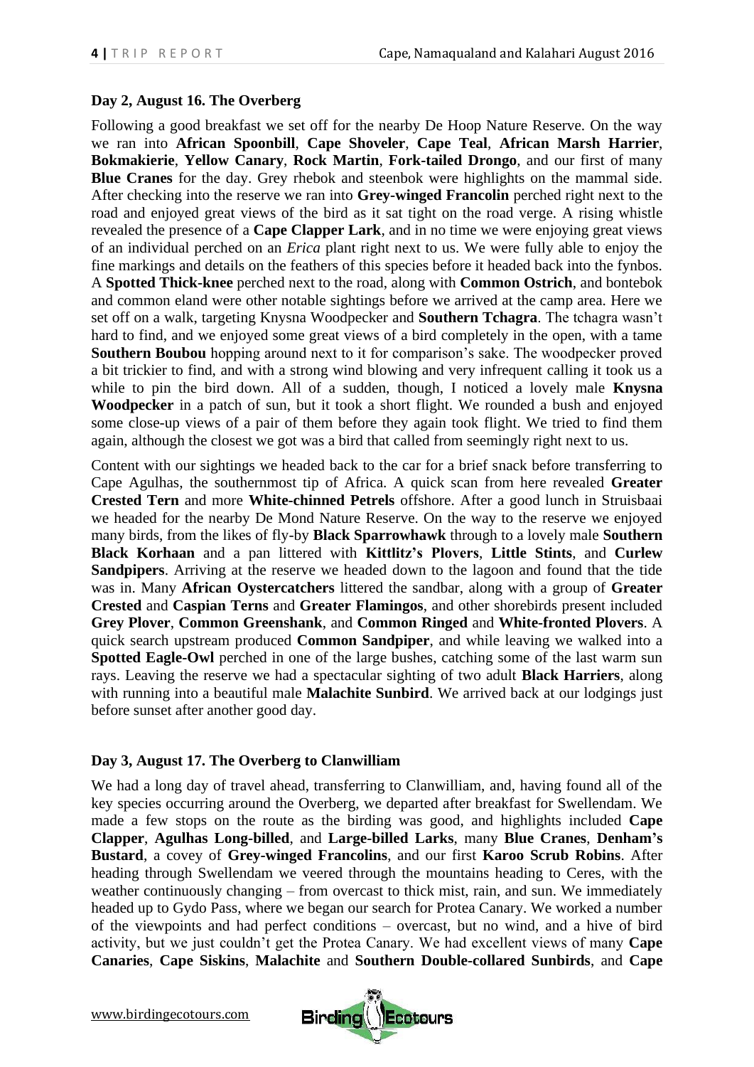**Day 2, August 16. The Overberg**

Following a good breakfast we set off for the nearby De Hoop Nature Reserve. On the way we ran into **African Spoonbill**, **Cape Shoveler**, **Cape Teal**, **African Marsh Harrier**, **Bokmakierie**, **Yellow Canary**, **Rock Martin**, **Fork-tailed Drongo**, and our first of many **Blue Cranes** for the day. Grey rhebok and steenbok were highlights on the mammal side. After checking into the reserve we ran into **Grey-winged Francolin** perched right next to the road and enjoyed great views of the bird as it sat tight on the road verge. A rising whistle revealed the presence of a **Cape Clapper Lark**, and in no time we were enjoying great views of an individual perched on an *Erica* plant right next to us. We were fully able to enjoy the fine markings and details on the feathers of this species before it headed back into the fynbos. A **Spotted Thick-knee** perched next to the road, along with **Common Ostrich**, and bontebok and common eland were other notable sightings before we arrived at the camp area. Here we set off on a walk, targeting Knysna Woodpecker and **Southern Tchagra**. The tchagra wasn't hard to find, and we enjoyed some great views of a bird completely in the open, with a tame **Southern Boubou** hopping around next to it for comparison's sake. The woodpecker proved a bit trickier to find, and with a strong wind blowing and very infrequent calling it took us a while to pin the bird down. All of a sudden, though, I noticed a lovely male **Knysna Woodpecker** in a patch of sun, but it took a short flight. We rounded a bush and enjoyed some close-up views of a pair of them before they again took flight. We tried to find them again, although the closest we got was a bird that called from seemingly right next to us.

Content with our sightings we headed back to the car for a brief snack before transferring to Cape Agulhas, the southernmost tip of Africa. A quick scan from here revealed **Greater Crested Tern** and more **White-chinned Petrels** offshore. After a good lunch in Struisbaai we headed for the nearby De Mond Nature Reserve. On the way to the reserve we enjoyed many birds, from the likes of fly-by **Black Sparrowhawk** through to a lovely male **Southern Black Korhaan** and a pan littered with **Kittlitz's Plovers**, **Little Stints**, and **Curlew Sandpipers**. Arriving at the reserve we headed down to the lagoon and found that the tide was in. Many **African Oystercatchers** littered the sandbar, along with a group of **Greater Crested** and **Caspian Terns** and **Greater Flamingos**, and other shorebirds present included **Grey Plover**, **Common Greenshank**, and **Common Ringed** and **White-fronted Plovers**. A quick search upstream produced **Common Sandpiper**, and while leaving we walked into a **Spotted Eagle-Owl** perched in one of the large bushes, catching some of the last warm sun rays. Leaving the reserve we had a spectacular sighting of two adult **Black Harriers**, along with running into a beautiful male **Malachite Sunbird**. We arrived back at our lodgings just before sunset after another good day.

**Day 3, August 17. The Overberg to Clanwilliam**

We had a long day of travel ahead, transferring to Clanwilliam, and, having found all of the key species occurring around the Overberg, we departed after breakfast for Swellendam. We made a few stops on the route as the birding was good, and highlights included **Cape Clapper**, **Agulhas Long-billed**, and **Large-billed Larks**, many **Blue Cranes**, **Denham's Bustard**, a covey of **Grey-winged Francolins**, and our first **Karoo Scrub Robins**. After heading through Swellendam we veered through the mountains heading to Ceres, with the weather continuously changing – from overcast to thick mist, rain, and sun. We immediately headed up to Gydo Pass, where we began our search for Protea Canary. We worked a number of the viewpoints and had perfect conditions – overcast, but no wind, and a hive of bird activity, but we just couldn't get the Protea Canary. We had excellent views of many **Cape Canaries**, **Cape Siskins**, **Malachite** and **Southern Double-collared Sunbirds**, and **Cape**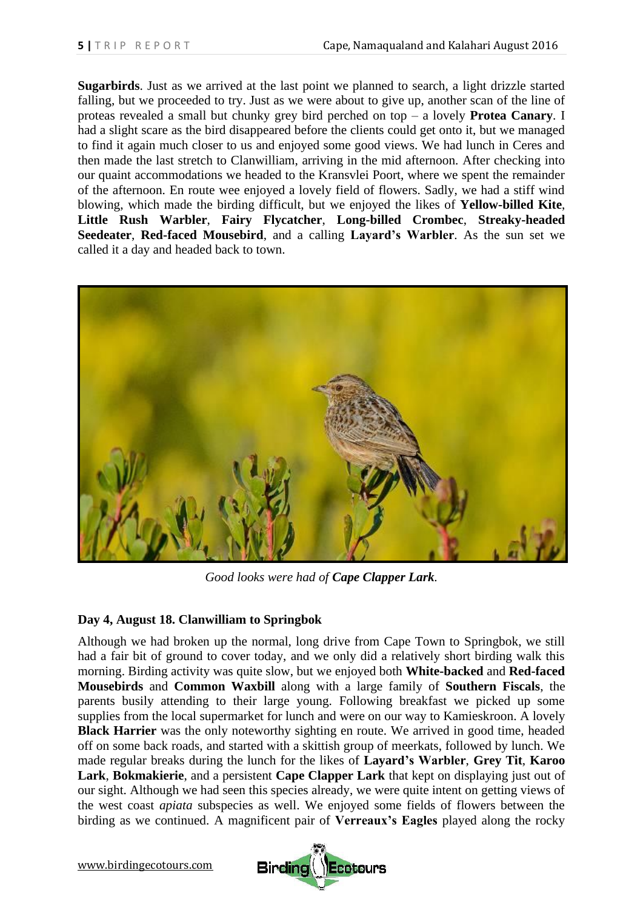**Sugarbirds**. Just as we arrived at the last point we planned to search, a light drizzle started falling, but we proceeded to try. Just as we were about to give up, another scan of the line of proteas revealed a small but chunky grey bird perched on top – a lovely **Protea Canary**. I had a slight scare as the bird disappeared before the clients could get onto it, but we managed to find it again much closer to us and enjoyed some good views. We had lunch in Ceres and then made the last stretch to Clanwilliam, arriving in the mid afternoon. After checking into our quaint accommodations we headed to the Kransvlei Poort, where we spent the remainder of the afternoon. En route wee enjoyed a lovely field of flowers. Sadly, we had a stiff wind blowing, which made the birding difficult, but we enjoyed the likes of **Yellow-billed Kite**, **Little Rush Warbler**, **Fairy Flycatcher**, **Long-billed Crombec**, **Streaky-headed Seedeater**, **Red-faced Mousebird**, and a calling **Layard's Warbler**. As the sun set we called it a day and headed back to town.

*Good looks were had of **Cape Clapper Lark**.*

**Day 4, August 18. Clanwilliam to Springbok**

Although we had broken up the normal, long drive from Cape Town to Springbok, we still had a fair bit of ground to cover today, and we only did a relatively short birding walk this morning. Birding activity was quite slow, but we enjoyed both **White-backed** and **Red-faced Mousebirds** and **Common Waxbill** along with a large family of **Southern Fiscals**, the parents busily attending to their large young. Following breakfast we picked up some supplies from the local supermarket for lunch and were on our way to Kamieskroon. A lovely **Black Harrier** was the only noteworthy sighting en route. We arrived in good time, headed off on some back roads, and started with a skittish group of meerkats, followed by lunch. We made regular breaks during the lunch for the likes of **Layard's Warbler**, **Grey Tit**, **Karoo Lark**, **Bokmakierie**, and a persistent **Cape Clapper Lark** that kept on displaying just out of our sight. Although we had seen this species already, we were quite intent on getting views of the west coast *apiata* subspecies as well. We enjoyed some fields of flowers between the birding as we continued. A magnificent pair of **Verreaux's Eagles** played along the rocky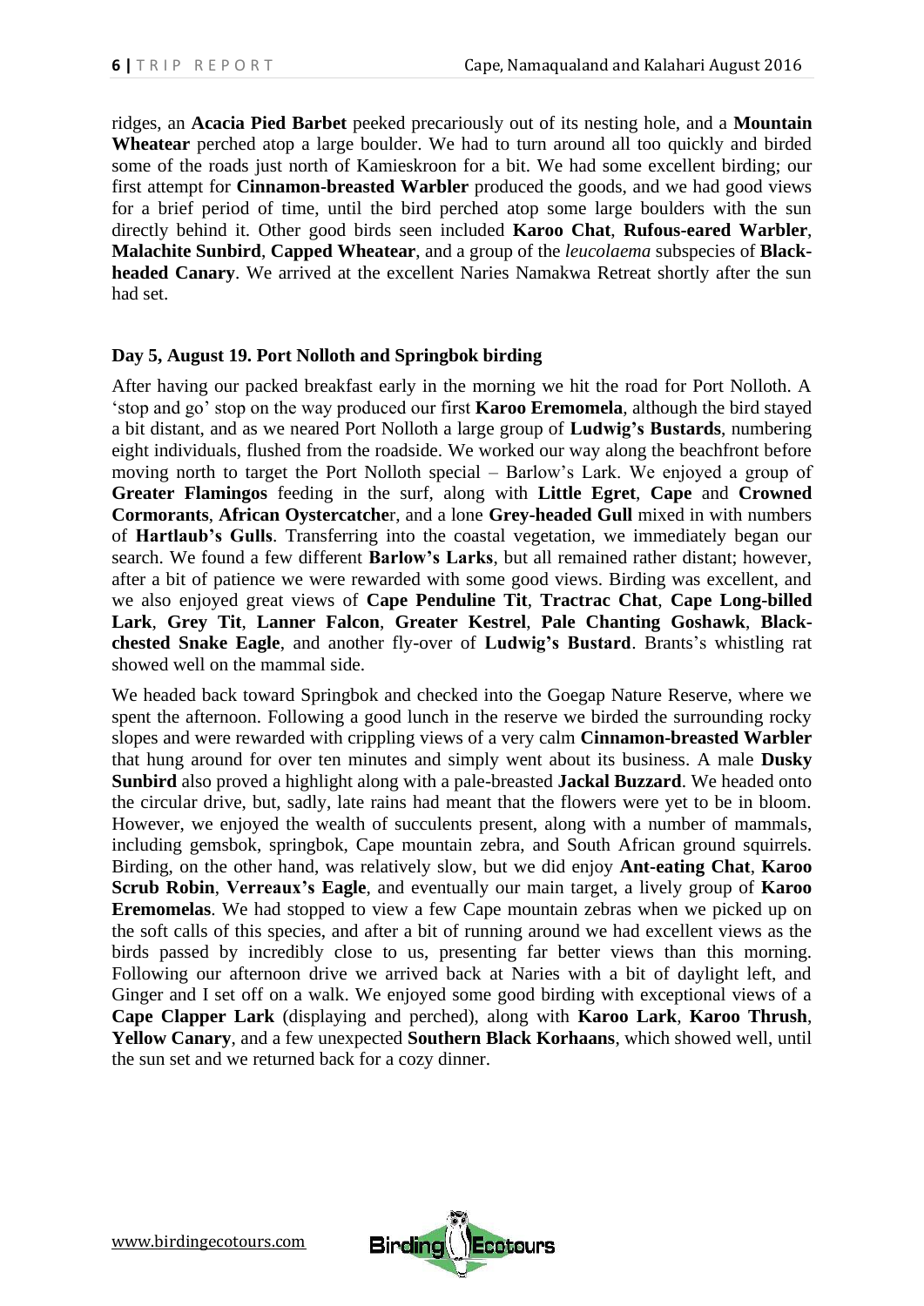ridges, an **Acacia Pied Barbet** peeked precariously out of its nesting hole, and a **Mountain Wheatear** perched atop a large boulder. We had to turn around all too quickly and birded some of the roads just north of Kamieskroon for a bit. We had some excellent birding; our first attempt for **Cinnamon-breasted Warbler** produced the goods, and we had good views for a brief period of time, until the bird perched atop some large boulders with the sun directly behind it. Other good birds seen included **Karoo Chat**, **Rufous-eared Warbler**, **Malachite Sunbird**, **Capped Wheatear**, and a group of the *leucolaema* subspecies of **Black-headed Canary**. We arrived at the excellent Naries Namakwa Retreat shortly after the sun had set.

**Day 5, August 19. Port Nolloth and Springbok birding**

After having our packed breakfast early in the morning we hit the road for Port Nolloth. A 'stop and go' stop on the way produced our first **Karoo Eremomela**, although the bird stayed a bit distant, and as we neared Port Nolloth a large group of **Ludwig's Bustards**, numbering eight individuals, flushed from the roadside. We worked our way along the beachfront before moving north to target the Port Nolloth special – Barlow's Lark. We enjoyed a group of **Greater Flamingos** feeding in the surf, along with **Little Egret**, **Cape** and **Crowned Cormorants**, **African Oystercatche**r, and a lone **Grey-headed Gull** mixed in with numbers of **Hartlaub's Gulls**. Transferring into the coastal vegetation, we immediately began our search. We found a few different **Barlow's Larks**, but all remained rather distant; however, after a bit of patience we were rewarded with some good views. Birding was excellent, and we also enjoyed great views of **Cape Penduline Tit**, **Tractrac Chat**, **Cape Long-billed Lark**, **Grey Tit**, **Lanner Falcon**, **Greater Kestrel**, **Pale Chanting Goshawk**, **Black-chested Snake Eagle**, and another fly-over of **Ludwig's Bustard**. Brants's whistling rat showed well on the mammal side.

We headed back toward Springbok and checked into the Goegap Nature Reserve, where we spent the afternoon. Following a good lunch in the reserve we birded the surrounding rocky slopes and were rewarded with crippling views of a very calm **Cinnamon-breasted Warbler** that hung around for over ten minutes and simply went about its business. A male **Dusky Sunbird** also proved a highlight along with a pale-breasted **Jackal Buzzard**. We headed onto the circular drive, but, sadly, late rains had meant that the flowers were yet to be in bloom. However, we enjoyed the wealth of succulents present, along with a number of mammals, including gemsbok, springbok, Cape mountain zebra, and South African ground squirrels. Birding, on the other hand, was relatively slow, but we did enjoy **Ant-eating Chat**, **Karoo Scrub Robin**, **Verreaux's Eagle**, and eventually our main target, a lively group of **Karoo Eremomelas**. We had stopped to view a few Cape mountain zebras when we picked up on the soft calls of this species, and after a bit of running around we had excellent views as the birds passed by incredibly close to us, presenting far better views than this morning. Following our afternoon drive we arrived back at Naries with a bit of daylight left, and Ginger and I set off on a walk. We enjoyed some good birding with exceptional views of a **Cape Clapper Lark** (displaying and perched), along with **Karoo Lark**, **Karoo Thrush**, **Yellow Canary**, and a few unexpected **Southern Black Korhaans**, which showed well, until the sun set and we returned back for a cozy dinner.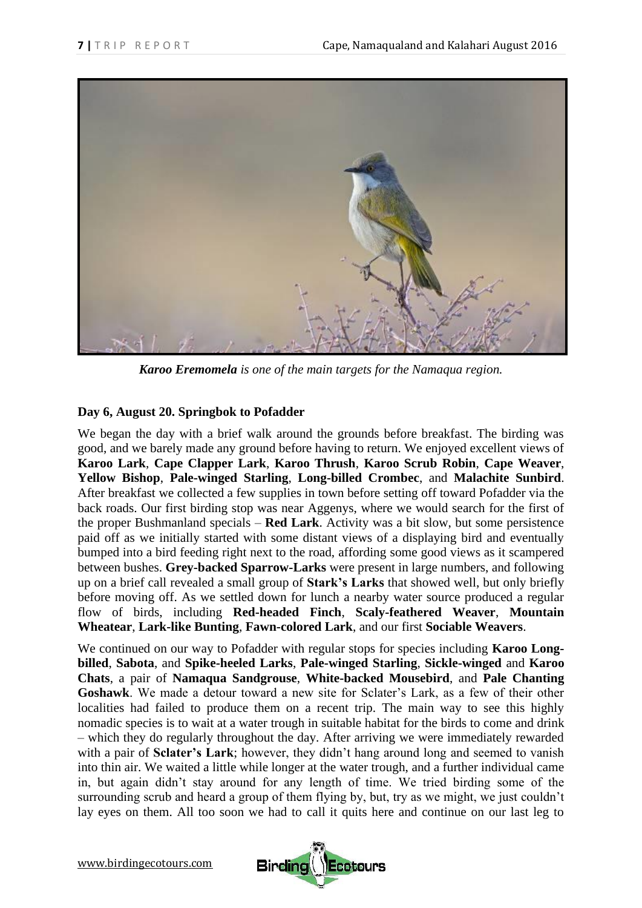*__Karoo Eremomela__ is one of the main targets for the Namaqua region.*

**Day 6, August 20. Springbok to Pofadder**

We began the day with a brief walk around the grounds before breakfast. The birding was good, and we barely made any ground before having to return. We enjoyed excellent views of **Karoo Lark**, **Cape Clapper Lark**, **Karoo Thrush**, **Karoo Scrub Robin**, **Cape Weaver**, **Yellow Bishop**, **Pale-winged Starling**, **Long-billed Crombec**, and **Malachite Sunbird**. After breakfast we collected a few supplies in town before setting off toward Pofadder via the back roads. Our first birding stop was near Aggenys, where we would search for the first of the proper Bushmanland specials – **Red Lark**. Activity was a bit slow, but some persistence paid off as we initially started with some distant views of a displaying bird and eventually bumped into a bird feeding right next to the road, affording some good views as it scampered between bushes. **Grey-backed Sparrow-Larks** were present in large numbers, and following up on a brief call revealed a small group of **Stark's Larks** that showed well, but only briefly before moving off. As we settled down for lunch a nearby water source produced a regular flow of birds, including **Red-headed Finch**, **Scaly-feathered Weaver**, **Mountain Wheatear**, **Lark-like Bunting**, **Fawn-colored Lark**, and our first **Sociable Weavers**.

We continued on our way to Pofadder with regular stops for species including **Karoo Long-billed**, **Sabota**, and **Spike-heeled Larks**, **Pale-winged Starling**, **Sickle-winged** and **Karoo Chats**, a pair of **Namaqua Sandgrouse**, **White-backed Mousebird**, and **Pale Chanting Goshawk**. We made a detour toward a new site for Sclater's Lark, as a few of their other localities had failed to produce them on a recent trip. The main way to see this highly nomadic species is to wait at a water trough in suitable habitat for the birds to come and drink – which they do regularly throughout the day. After arriving we were immediately rewarded with a pair of **Sclater's Lark**; however, they didn't hang around long and seemed to vanish into thin air. We waited a little while longer at the water trough, and a further individual came in, but again didn't stay around for any length of time. We tried birding some of the surrounding scrub and heard a group of them flying by, but, try as we might, we just couldn't lay eyes on them. All too soon we had to call it quits here and continue on our last leg to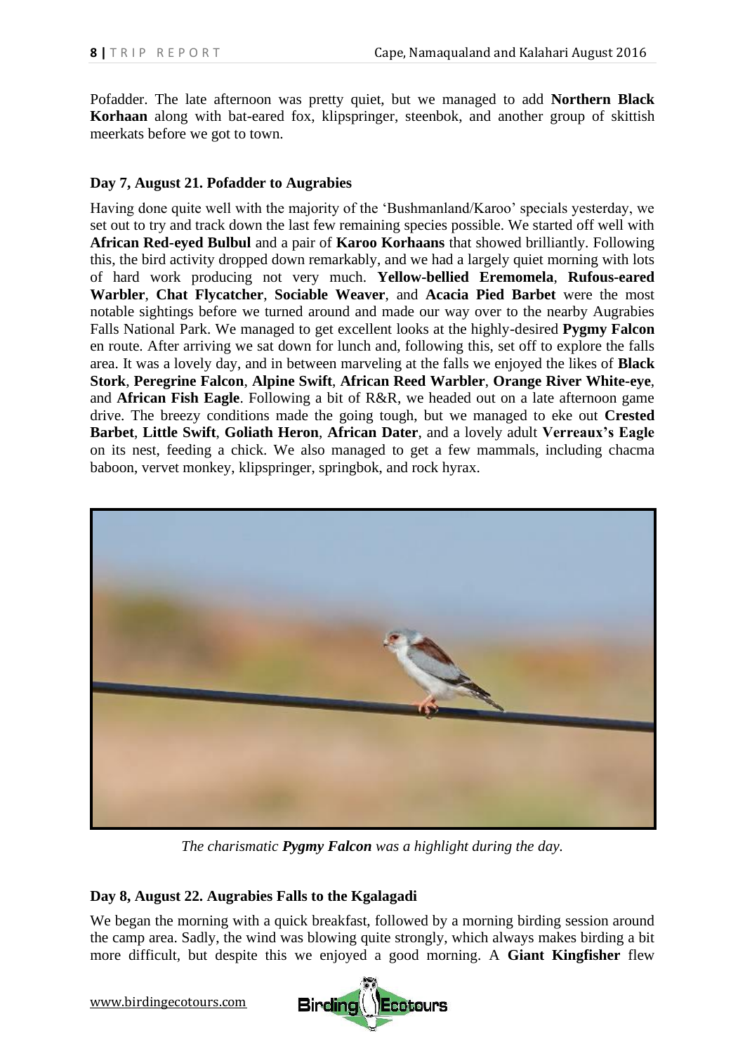Pofadder. The late afternoon was pretty quiet, but we managed to add **Northern Black Korhaan** along with bat-eared fox, klipspringer, steenbok, and another group of skittish meerkats before we got to town.

### Day 7, August 21. Pofadder to Augrabies

Having done quite well with the majority of the 'Bushmanland/Karoo' specials yesterday, we set out to try and track down the last few remaining species possible. We started off well with **African Red-eyed Bulbul** and a pair of **Karoo Korhaans** that showed brilliantly. Following this, the bird activity dropped down remarkably, and we had a largely quiet morning with lots of hard work producing not very much. **Yellow-bellied Eremomela**, **Rufous-eared Warbler**, **Chat Flycatcher**, **Sociable Weaver**, and **Acacia Pied Barbet** were the most notable sightings before we turned around and made our way over to the nearby Augrabies Falls National Park. We managed to get excellent looks at the highly-desired **Pygmy Falcon** en route. After arriving we sat down for lunch and, following this, set off to explore the falls area. It was a lovely day, and in between marveling at the falls we enjoyed the likes of **Black Stork**, **Peregrine Falcon**, **Alpine Swift**, **African Reed Warbler**, **Orange River White-eye**, and **African Fish Eagle**. Following a bit of R&R, we headed out on a late afternoon game drive. The breezy conditions made the going tough, but we managed to eke out **Crested Barbet**, **Little Swift**, **Goliath Heron**, **African Dater**, and a lovely adult **Verreaux's Eagle** on its nest, feeding a chick. We also managed to get a few mammals, including chacma baboon, vervet monkey, klipspringer, springbok, and rock hyrax.

*The charismatic **Pygmy Falcon** was a highlight during the day.*

### Day 8, August 22. Augrabies Falls to the Kgalagadi

We began the morning with a quick breakfast, followed by a morning birding session around the camp area. Sadly, the wind was blowing quite strongly, which always makes birding a bit more difficult, but despite this we enjoyed a good morning. A **Giant Kingfisher** flew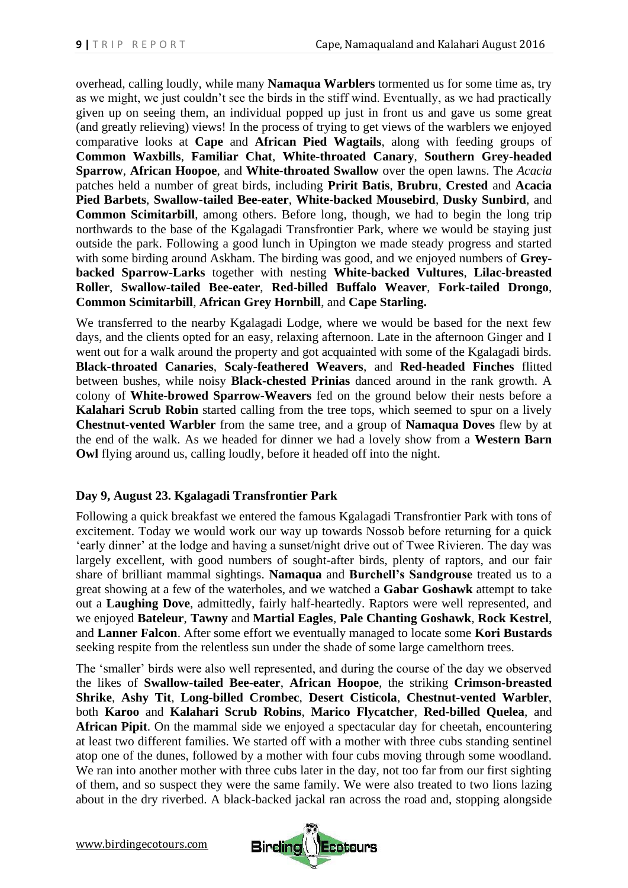overhead, calling loudly, while many **Namaqua Warblers** tormented us for some time as, try as we might, we just couldn't see the birds in the stiff wind. Eventually, as we had practically given up on seeing them, an individual popped up just in front us and gave us some great (and greatly relieving) views! In the process of trying to get views of the warblers we enjoyed comparative looks at **Cape** and **African Pied Wagtails**, along with feeding groups of **Common Waxbills**, **Familiar Chat**, **White-throated Canary**, **Southern Grey-headed Sparrow**, **African Hoopoe**, and **White-throated Swallow** over the open lawns. The *Acacia* patches held a number of great birds, including **Pririt Batis**, **Brubru**, **Crested** and **Acacia Pied Barbets**, **Swallow-tailed Bee-eater**, **White-backed Mousebird**, **Dusky Sunbird**, and **Common Scimitarbill**, among others. Before long, though, we had to begin the long trip northwards to the base of the Kgalagadi Transfrontier Park, where we would be staying just outside the park. Following a good lunch in Upington we made steady progress and started with some birding around Askham. The birding was good, and we enjoyed numbers of **Grey-backed Sparrow-Larks** together with nesting **White-backed Vultures**, **Lilac-breasted Roller**, **Swallow-tailed Bee-eater**, **Red-billed Buffalo Weaver**, **Fork-tailed Drongo**, **Common Scimitarbill**, **African Grey Hornbill**, and **Cape Starling.**

We transferred to the nearby Kgalagadi Lodge, where we would be based for the next few days, and the clients opted for an easy, relaxing afternoon. Late in the afternoon Ginger and I went out for a walk around the property and got acquainted with some of the Kgalagadi birds. **Black-throated Canaries**, **Scaly-feathered Weavers**, and **Red-headed Finches** flitted between bushes, while noisy **Black-chested Prinias** danced around in the rank growth. A colony of **White-browed Sparrow-Weavers** fed on the ground below their nests before a **Kalahari Scrub Robin** started calling from the tree tops, which seemed to spur on a lively **Chestnut-vented Warbler** from the same tree, and a group of **Namaqua Doves** flew by at the end of the walk. As we headed for dinner we had a lovely show from a **Western Barn Owl** flying around us, calling loudly, before it headed off into the night.

**Day 9, August 23. Kgalagadi Transfrontier Park**

Following a quick breakfast we entered the famous Kgalagadi Transfrontier Park with tons of excitement. Today we would work our way up towards Nossob before returning for a quick 'early dinner' at the lodge and having a sunset/night drive out of Twee Rivieren. The day was largely excellent, with good numbers of sought-after birds, plenty of raptors, and our fair share of brilliant mammal sightings. **Namaqua** and **Burchell's Sandgrouse** treated us to a great showing at a few of the waterholes, and we watched a **Gabar Goshawk** attempt to take out a **Laughing Dove**, admittedly, fairly half-heartedly. Raptors were well represented, and we enjoyed **Bateleur**, **Tawny** and **Martial Eagles**, **Pale Chanting Goshawk**, **Rock Kestrel**, and **Lanner Falcon**. After some effort we eventually managed to locate some **Kori Bustards** seeking respite from the relentless sun under the shade of some large camelthorn trees.

The 'smaller' birds were also well represented, and during the course of the day we observed the likes of **Swallow-tailed Bee-eater**, **African Hoopoe**, the striking **Crimson-breasted Shrike**, **Ashy Tit**, **Long-billed Crombec**, **Desert Cisticola**, **Chestnut-vented Warbler**, both **Karoo** and **Kalahari Scrub Robins**, **Marico Flycatcher**, **Red-billed Quelea**, and **African Pipit**. On the mammal side we enjoyed a spectacular day for cheetah, encountering at least two different families. We started off with a mother with three cubs standing sentinel atop one of the dunes, followed by a mother with four cubs moving through some woodland. We ran into another mother with three cubs later in the day, not too far from our first sighting of them, and so suspect they were the same family. We were also treated to two lions lazing about in the dry riverbed. A black-backed jackal ran across the road and, stopping alongside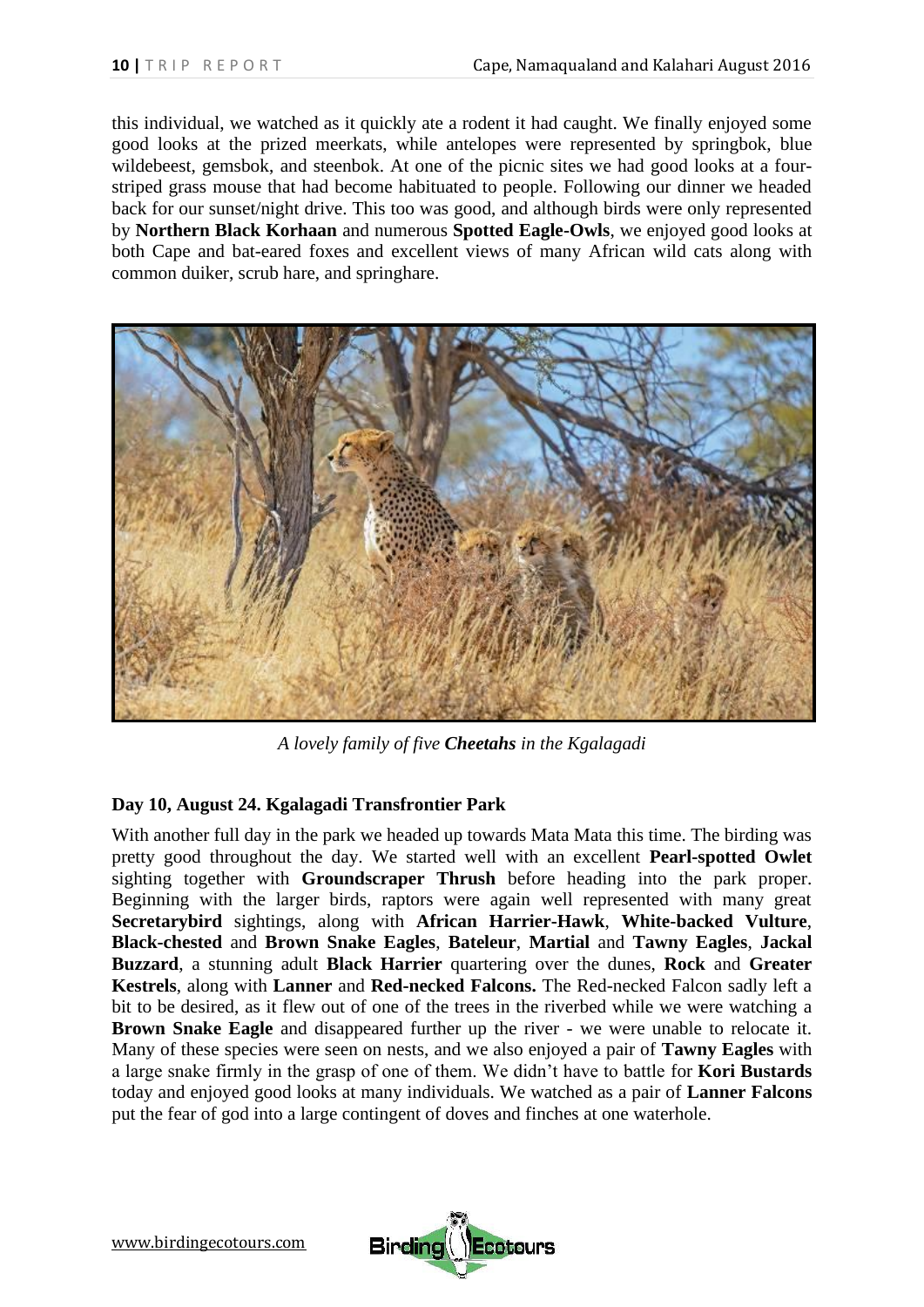this individual, we watched as it quickly ate a rodent it had caught. We finally enjoyed some good looks at the prized meerkats, while antelopes were represented by springbok, blue wildebeest, gemsbok, and steenbok. At one of the picnic sites we had good looks at a four-striped grass mouse that had become habituated to people. Following our dinner we headed back for our sunset/night drive. This too was good, and although birds were only represented by **Northern Black Korhaan** and numerous **Spotted Eagle-Owls**, we enjoyed good looks at both Cape and bat-eared foxes and excellent views of many African wild cats along with common duiker, scrub hare, and springhare.

*A lovely family of five **Cheetahs** in the Kgalagadi*

**Day 10, August 24. Kgalagadi Transfrontier Park**

With another full day in the park we headed up towards Mata Mata this time. The birding was pretty good throughout the day. We started well with an excellent **Pearl-spotted Owlet** sighting together with **Groundscraper Thrush** before heading into the park proper. Beginning with the larger birds, raptors were again well represented with many great **Secretarybird** sightings, along with **African Harrier-Hawk**, **White-backed Vulture**, **Black-chested** and **Brown Snake Eagles**, **Bateleur**, **Martial** and **Tawny Eagles**, **Jackal Buzzard**, a stunning adult **Black Harrier** quartering over the dunes, **Rock** and **Greater Kestrels**, along with **Lanner** and **Red-necked Falcons.** The Red-necked Falcon sadly left a bit to be desired, as it flew out of one of the trees in the riverbed while we were watching a **Brown Snake Eagle** and disappeared further up the river - we were unable to relocate it. Many of these species were seen on nests, and we also enjoyed a pair of **Tawny Eagles** with a large snake firmly in the grasp of one of them. We didn't have to battle for **Kori Bustards** today and enjoyed good looks at many individuals. We watched as a pair of **Lanner Falcons** put the fear of god into a large contingent of doves and finches at one waterhole.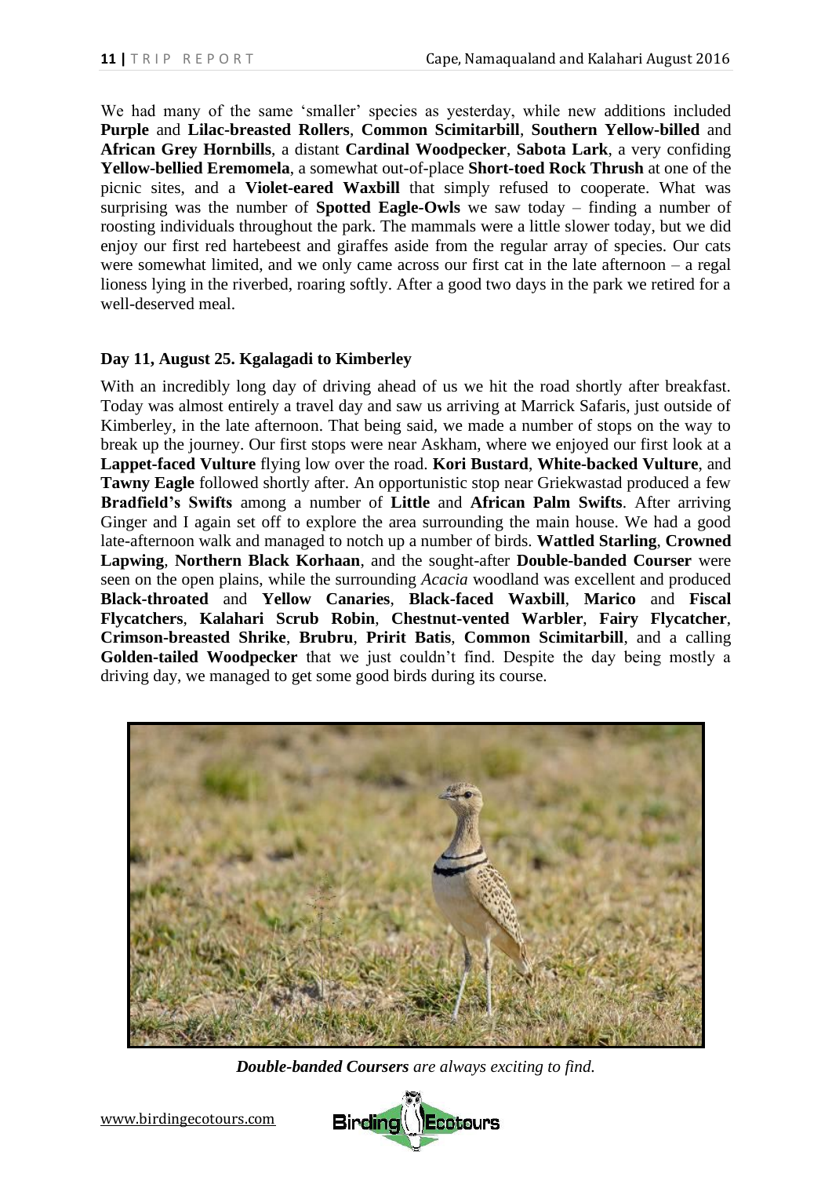We had many of the same 'smaller' species as yesterday, while new additions included **Purple** and **Lilac-breasted Rollers**, **Common Scimitarbill**, **Southern Yellow-billed** and **African Grey Hornbills**, a distant **Cardinal Woodpecker**, **Sabota Lark**, a very confiding **Yellow-bellied Eremomela**, a somewhat out-of-place **Short-toed Rock Thrush** at one of the picnic sites, and a **Violet-eared Waxbill** that simply refused to cooperate. What was surprising was the number of **Spotted Eagle-Owls** we saw today – finding a number of roosting individuals throughout the park. The mammals were a little slower today, but we did enjoy our first red hartebeest and giraffes aside from the regular array of species. Our cats were somewhat limited, and we only came across our first cat in the late afternoon – a regal lioness lying in the riverbed, roaring softly. After a good two days in the park we retired for a well-deserved meal.

### Day 11, August 25. Kgalagadi to Kimberley

With an incredibly long day of driving ahead of us we hit the road shortly after breakfast. Today was almost entirely a travel day and saw us arriving at Marrick Safaris, just outside of Kimberley, in the late afternoon. That being said, we made a number of stops on the way to break up the journey. Our first stops were near Askham, where we enjoyed our first look at a **Lappet-faced Vulture** flying low over the road. **Kori Bustard**, **White-backed Vulture**, and **Tawny Eagle** followed shortly after. An opportunistic stop near Griekwastad produced a few **Bradfield's Swifts** among a number of **Little** and **African Palm Swifts**. After arriving Ginger and I again set off to explore the area surrounding the main house. We had a good late-afternoon walk and managed to notch up a number of birds. **Wattled Starling**, **Crowned Lapwing**, **Northern Black Korhaan**, and the sought-after **Double-banded Courser** were seen on the open plains, while the surrounding *Acacia* woodland was excellent and produced **Black-throated** and **Yellow Canaries**, **Black-faced Waxbill**, **Marico** and **Fiscal Flycatchers**, **Kalahari Scrub Robin**, **Chestnut-vented Warbler**, **Fairy Flycatcher**, **Crimson-breasted Shrike**, **Brubru**, **Pririt Batis**, **Common Scimitarbill**, and a calling **Golden-tailed Woodpecker** that we just couldn't find. Despite the day being mostly a driving day, we managed to get some good birds during its course.

***Double-banded Coursers** are always exciting to find.*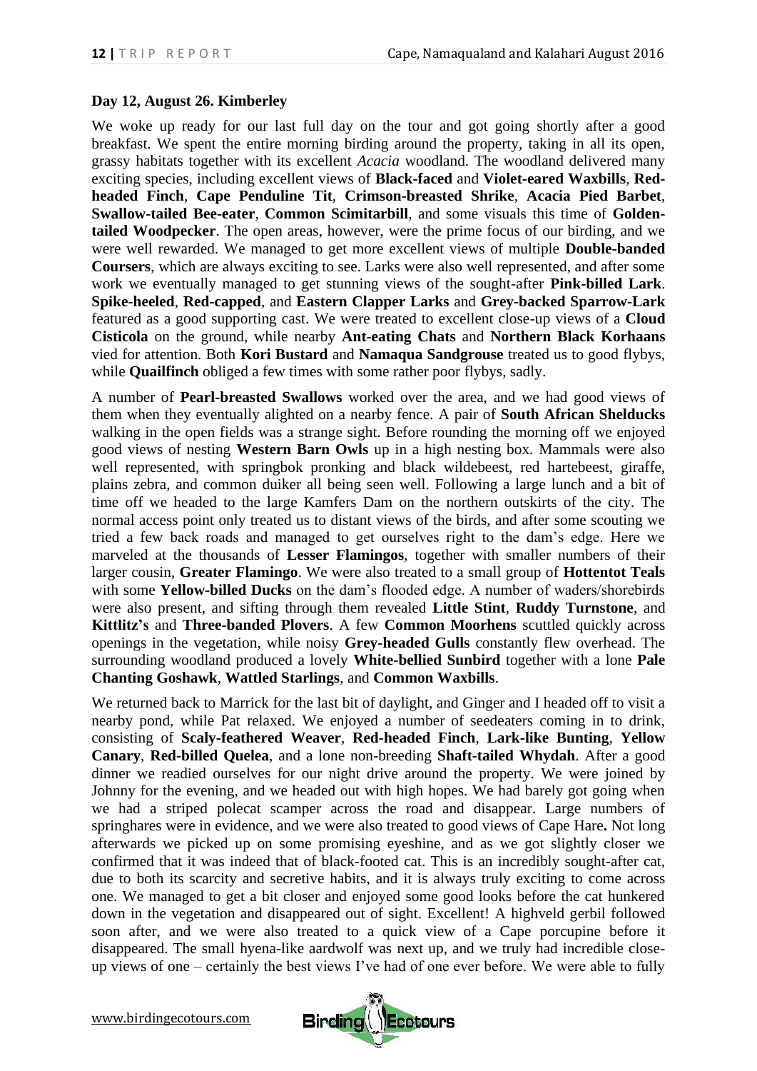**Day 12, August 26. Kimberley**

We woke up ready for our last full day on the tour and got going shortly after a good breakfast. We spent the entire morning birding around the property, taking in all its open, grassy habitats together with its excellent *Acacia* woodland. The woodland delivered many exciting species, including excellent views of **Black-faced** and **Violet-eared Waxbills**, **Red-headed Finch**, **Cape Penduline Tit**, **Crimson-breasted Shrike**, **Acacia Pied Barbet**, **Swallow-tailed Bee-eater**, **Common Scimitarbill**, and some visuals this time of **Golden-tailed Woodpecker**. The open areas, however, were the prime focus of our birding, and we were well rewarded. We managed to get more excellent views of multiple **Double-banded Coursers**, which are always exciting to see. Larks were also well represented, and after some work we eventually managed to get stunning views of the sought-after **Pink-billed Lark**. **Spike-heeled**, **Red-capped**, and **Eastern Clapper Larks** and **Grey-backed Sparrow-Lark** featured as a good supporting cast. We were treated to excellent close-up views of a **Cloud Cisticola** on the ground, while nearby **Ant-eating Chats** and **Northern Black Korhaans** vied for attention. Both **Kori Bustard** and **Namaqua Sandgrouse** treated us to good flybys, while **Quailfinch** obliged a few times with some rather poor flybys, sadly.

A number of **Pearl-breasted Swallows** worked over the area, and we had good views of them when they eventually alighted on a nearby fence. A pair of **South African Shelducks** walking in the open fields was a strange sight. Before rounding the morning off we enjoyed good views of nesting **Western Barn Owls** up in a high nesting box. Mammals were also well represented, with springbok pronking and black wildebeest, red hartebeest, giraffe, plains zebra, and common duiker all being seen well. Following a large lunch and a bit of time off we headed to the large Kamfers Dam on the northern outskirts of the city. The normal access point only treated us to distant views of the birds, and after some scouting we tried a few back roads and managed to get ourselves right to the dam's edge. Here we marveled at the thousands of **Lesser Flamingos**, together with smaller numbers of their larger cousin, **Greater Flamingo**. We were also treated to a small group of **Hottentot Teals** with some **Yellow-billed Ducks** on the dam's flooded edge. A number of waders/shorebirds were also present, and sifting through them revealed **Little Stint**, **Ruddy Turnstone**, and **Kittlitz's** and **Three-banded Plovers**. A few **Common Moorhens** scuttled quickly across openings in the vegetation, while noisy **Grey-headed Gulls** constantly flew overhead. The surrounding woodland produced a lovely **White-bellied Sunbird** together with a lone **Pale Chanting Goshawk**, **Wattled Starlings**, and **Common Waxbills**.

We returned back to Marrick for the last bit of daylight, and Ginger and I headed off to visit a nearby pond, while Pat relaxed. We enjoyed a number of seedeaters coming in to drink, consisting of **Scaly-feathered Weaver**, **Red-headed Finch**, **Lark-like Bunting**, **Yellow Canary**, **Red-billed Quelea**, and a lone non-breeding **Shaft-tailed Whydah**. After a good dinner we readied ourselves for our night drive around the property. We were joined by Johnny for the evening, and we headed out with high hopes. We had barely got going when we had a striped polecat scamper across the road and disappear. Large numbers of springhares were in evidence, and we were also treated to good views of Cape Hare**.** Not long afterwards we picked up on some promising eyeshine, and as we got slightly closer we confirmed that it was indeed that of black-footed cat. This is an incredibly sought-after cat, due to both its scarcity and secretive habits, and it is always truly exciting to come across one. We managed to get a bit closer and enjoyed some good looks before the cat hunkered down in the vegetation and disappeared out of sight. Excellent! A highveld gerbil followed soon after, and we were also treated to a quick view of a Cape porcupine before it disappeared. The small hyena-like aardwolf was next up, and we truly had incredible close-up views of one – certainly the best views I've had of one ever before. We were able to fully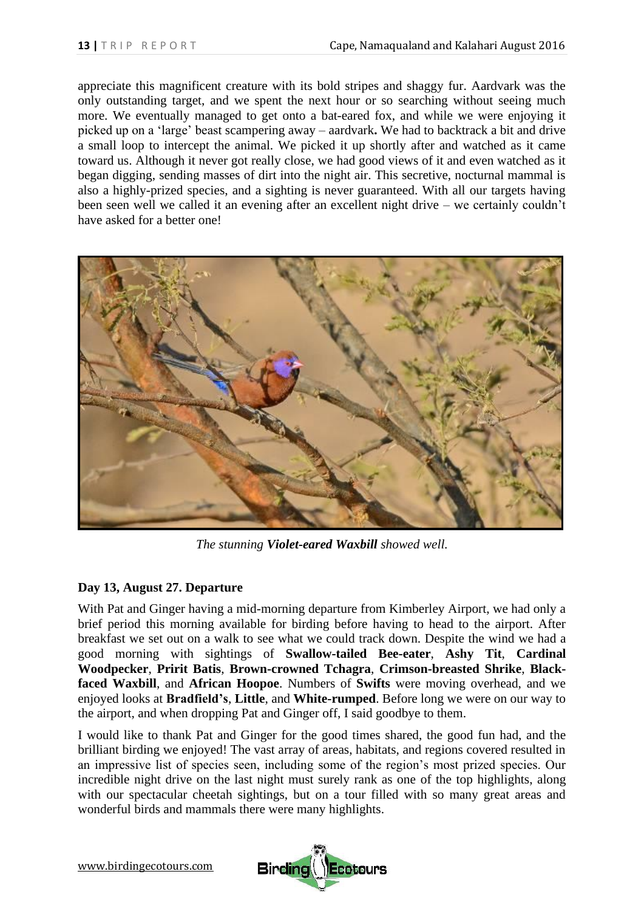appreciate this magnificent creature with its bold stripes and shaggy fur. Aardvark was the only outstanding target, and we spent the next hour or so searching without seeing much more. We eventually managed to get onto a bat-eared fox, and while we were enjoying it picked up on a 'large' beast scampering away – aardvark**.** We had to backtrack a bit and drive a small loop to intercept the animal. We picked it up shortly after and watched as it came toward us. Although it never got really close, we had good views of it and even watched as it began digging, sending masses of dirt into the night air. This secretive, nocturnal mammal is also a highly-prized species, and a sighting is never guaranteed. With all our targets having been seen well we called it an evening after an excellent night drive – we certainly couldn't have asked for a better one!

*The stunning* ***Violet-eared Waxbill*** *showed well.*

### Day 13, August 27. Departure

With Pat and Ginger having a mid-morning departure from Kimberley Airport, we had only a brief period this morning available for birding before having to head to the airport. After breakfast we set out on a walk to see what we could track down. Despite the wind we had a good morning with sightings of **Swallow-tailed Bee-eater**, **Ashy Tit**, **Cardinal Woodpecker**, **Pririt Batis**, **Brown-crowned Tchagra**, **Crimson-breasted Shrike**, **Black-faced Waxbill**, and **African Hoopoe**. Numbers of **Swifts** were moving overhead, and we enjoyed looks at **Bradfield's**, **Little**, and **White-rumped**. Before long we were on our way to the airport, and when dropping Pat and Ginger off, I said goodbye to them.

I would like to thank Pat and Ginger for the good times shared, the good fun had, and the brilliant birding we enjoyed! The vast array of areas, habitats, and regions covered resulted in an impressive list of species seen, including some of the region's most prized species. Our incredible night drive on the last night must surely rank as one of the top highlights, along with our spectacular cheetah sightings, but on a tour filled with so many great areas and wonderful birds and mammals there were many highlights.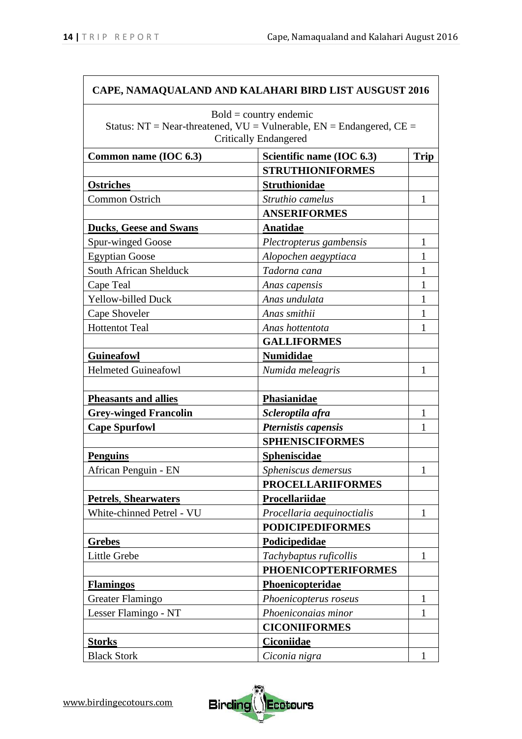| CAPE, NAMAQUALAND AND KALAHARI BIRD LIST AUSGUST 2016 | | |
|---|---|---|
| Bold = country endemic<br>Status: NT = Near-threatened, VU = Vulnerable, EN = Endangered, CE = Critically Endangered | | |
| **Common name (IOC 6.3)** | **Scientific name (IOC 6.3)** | **Trip** |
| | **STRUTHIONIFORMES** | |
| **Ostriches** | **Struthionidae** | |
| Common Ostrich | *Struthio camelus* | 1 |
| | **ANSERIFORMES** | |
| **Ducks, Geese and Swans** | **Anatidae** | |
| Spur-winged Goose | *Plectropterus gambensis* | 1 |
| Egyptian Goose | *Alopochen aegyptiaca* | 1 |
| South African Shelduck | *Tadorna cana* | 1 |
| Cape Teal | *Anas capensis* | 1 |
| Yellow-billed Duck | *Anas undulata* | 1 |
| Cape Shoveler | *Anas smithii* | 1 |
| Hottentot Teal | *Anas hottentota* | 1 |
| | **GALLIFORMES** | |
| **Guineafowl** | **Numididae** | |
| Helmeted Guineafowl | *Numida meleagris* | 1 |
| | | |
| **Pheasants and allies** | **Phasianidae** | |
| **Grey-winged Francolin** | ***Scleroptila afra*** | 1 |
| **Cape Spurfowl** | ***Pternistis capensis*** | 1 |
| | **SPHENISCIFORMES** | |
| **Penguins** | **Spheniscidae** | |
| African Penguin - EN | *Spheniscus demersus* | 1 |
| | **PROCELLARIIFORMES** | |
| **Petrels, Shearwaters** | **Procellariidae** | |
| White-chinned Petrel - VU | *Procellaria aequinoctialis* | 1 |
| | **PODICIPEDIFORMES** | |
| **Grebes** | **Podicipedidae** | |
| Little Grebe | *Tachybaptus ruficollis* | 1 |
| | **PHOENICOPTERIFORMES** | |
| **Flamingos** | **Phoenicopteridae** | |
| Greater Flamingo | *Phoenicopterus roseus* | 1 |
| Lesser Flamingo - NT | *Phoeniconaias minor* | 1 |
| | **CICONIIFORMES** | |
| **Storks** | **Ciconiidae** | |
| Black Stork | *Ciconia nigra* | 1 |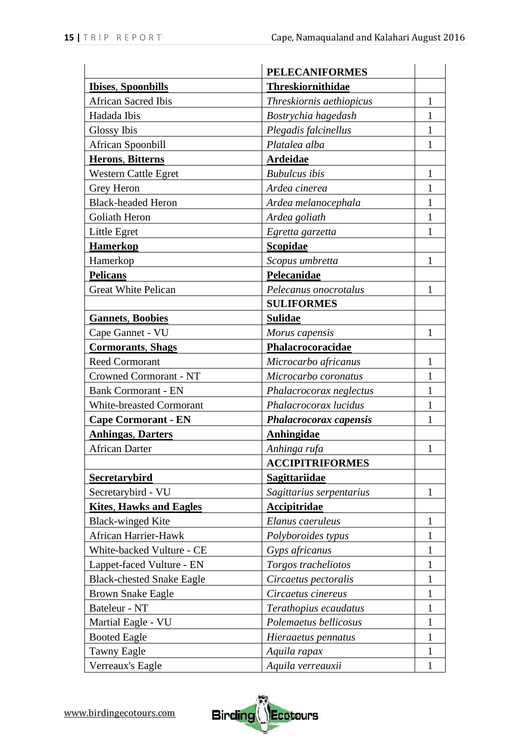| | **PELECANIFORMES** | |
|---|---|---|
| **Ibises, Spoonbills** | **Threskiornithidae** | |
| African Sacred Ibis | *Threskiornis aethiopicus* | 1 |
| Hadada Ibis | *Bostrychia hagedash* | 1 |
| Glossy Ibis | *Plegadis falcinellus* | 1 |
| African Spoonbill | *Platalea alba* | 1 |
| **Herons, Bitterns** | **Ardeidae** | |
| Western Cattle Egret | *Bubulcus ibis* | 1 |
| Grey Heron | *Ardea cinerea* | 1 |
| Black-headed Heron | *Ardea melanocephala* | 1 |
| Goliath Heron | *Ardea goliath* | 1 |
| Little Egret | *Egretta garzetta* | 1 |
| **Hamerkop** | **Scopidae** | |
| Hamerkop | *Scopus umbretta* | 1 |
| **Pelicans** | **Pelecanidae** | |
| Great White Pelican | *Pelecanus onocrotalus* | 1 |
| | **SULIFORMES** | |
| **Gannets, Boobies** | **Sulidae** | |
| Cape Gannet - VU | *Morus capensis* | 1 |
| **Cormorants, Shags** | **Phalacrocoracidae** | |
| Reed Cormorant | *Microcarbo africanus* | 1 |
| Crowned Cormorant - NT | *Microcarbo coronatus* | 1 |
| Bank Cormorant - EN | *Phalacrocorax neglectus* | 1 |
| White-breasted Cormorant | *Phalacrocorax lucidus* | 1 |
| **Cape Cormorant - EN** | ***Phalacrocorax capensis*** | 1 |
| **Anhingas, Darters** | **Anhingidae** | |
| African Darter | *Anhinga rufa* | 1 |
| | **ACCIPITRIFORMES** | |
| **Secretarybird** | **Sagittariidae** | |
| Secretarybird - VU | *Sagittarius serpentarius* | 1 |
| **Kites, Hawks and Eagles** | **Accipitridae** | |
| Black-winged Kite | *Elanus caeruleus* | 1 |
| African Harrier-Hawk | *Polyboroides typus* | 1 |
| White-backed Vulture - CE | *Gyps africanus* | 1 |
| Lappet-faced Vulture - EN | *Torgos tracheliotos* | 1 |
| Black-chested Snake Eagle | *Circaetus pectoralis* | 1 |
| Brown Snake Eagle | *Circaetus cinereus* | 1 |
| Bateleur - NT | *Terathopius ecaudatus* | 1 |
| Martial Eagle - VU | *Polemaetus bellicosus* | 1 |
| Booted Eagle | *Hieraaetus pennatus* | 1 |
| Tawny Eagle | *Aquila rapax* | 1 |
| Verreaux's Eagle | *Aquila verreauxii* | 1 |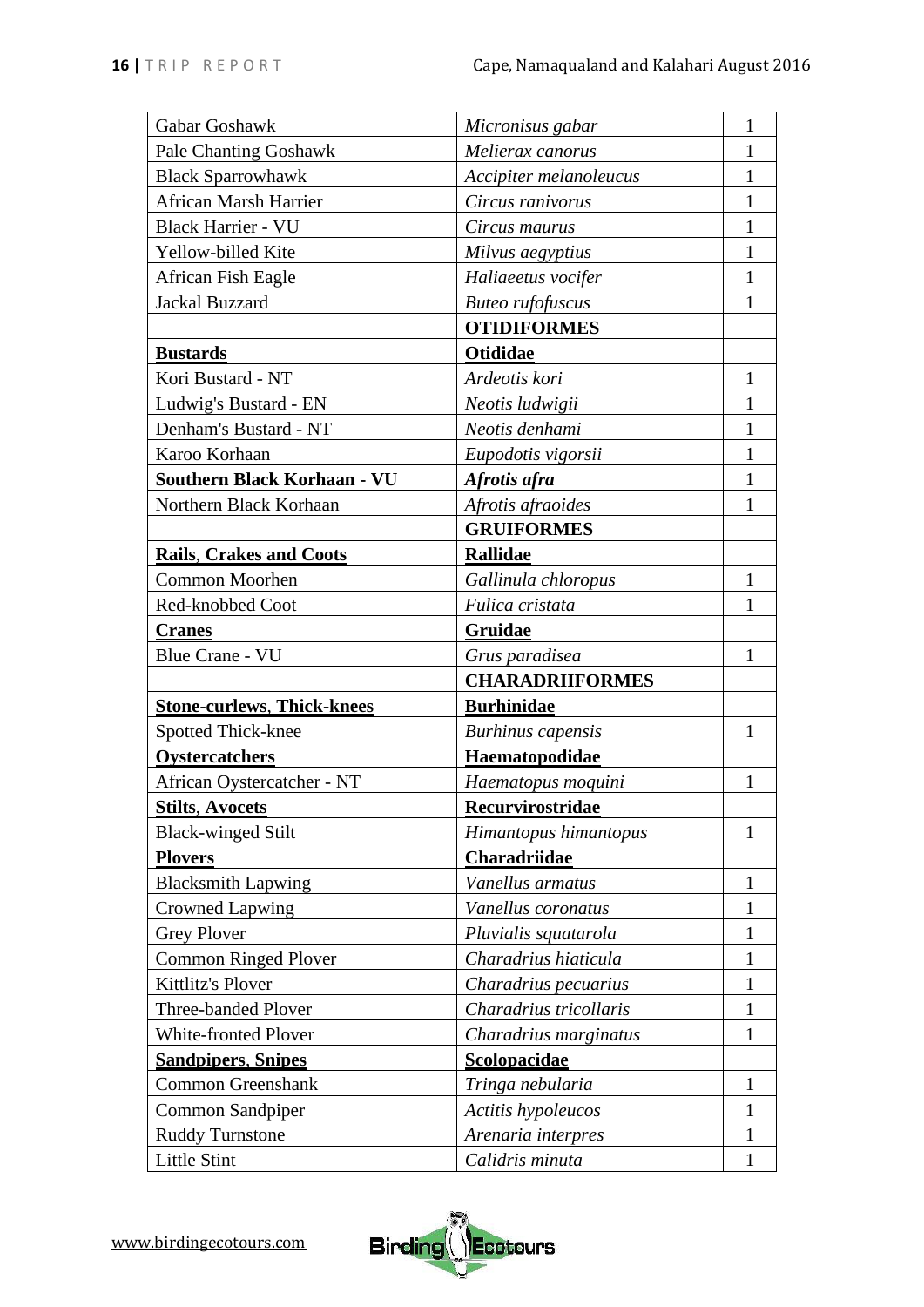| | | |
|---|---|---|
| Gabar Goshawk | *Micronisus gabar* | 1 |
| Pale Chanting Goshawk | *Melierax canorus* | 1 |
| Black Sparrowhawk | *Accipiter melanoleucus* | 1 |
| African Marsh Harrier | *Circus ranivorus* | 1 |
| Black Harrier - VU | *Circus maurus* | 1 |
| Yellow-billed Kite | *Milvus aegyptius* | 1 |
| African Fish Eagle | *Haliaeetus vocifer* | 1 |
| Jackal Buzzard | *Buteo rufofuscus* | 1 |
| | **OTIDIFORMES** | |
| **Bustards** | **Otididae** | |
| Kori Bustard - NT | *Ardeotis kori* | 1 |
| Ludwig's Bustard - EN | *Neotis ludwigii* | 1 |
| Denham's Bustard - NT | *Neotis denhami* | 1 |
| Karoo Korhaan | *Eupodotis vigorsii* | 1 |
| **Southern Black Korhaan - VU** | ***Afrotis afra*** | 1 |
| Northern Black Korhaan | *Afrotis afraoides* | 1 |
| | **GRUIFORMES** | |
| **Rails, Crakes and Coots** | **Rallidae** | |
| Common Moorhen | *Gallinula chloropus* | 1 |
| Red-knobbed Coot | *Fulica cristata* | 1 |
| **Cranes** | **Gruidae** | |
| Blue Crane - VU | *Grus paradisea* | 1 |
| | **CHARADRIIFORMES** | |
| **Stone-curlews, Thick-knees** | **Burhinidae** | |
| Spotted Thick-knee | *Burhinus capensis* | 1 |
| **Oystercatchers** | **Haematopodidae** | |
| African Oystercatcher - NT | *Haematopus moquini* | 1 |
| **Stilts, Avocets** | **Recurvirostridae** | |
| Black-winged Stilt | *Himantopus himantopus* | 1 |
| **Plovers** | **Charadriidae** | |
| Blacksmith Lapwing | *Vanellus armatus* | 1 |
| Crowned Lapwing | *Vanellus coronatus* | 1 |
| Grey Plover | *Pluvialis squatarola* | 1 |
| Common Ringed Plover | *Charadrius hiaticula* | 1 |
| Kittlitz's Plover | *Charadrius pecuarius* | 1 |
| Three-banded Plover | *Charadrius tricollaris* | 1 |
| White-fronted Plover | *Charadrius marginatus* | 1 |
| **Sandpipers, Snipes** | **Scolopacidae** | |
| Common Greenshank | *Tringa nebularia* | 1 |
| Common Sandpiper | *Actitis hypoleucos* | 1 |
| Ruddy Turnstone | *Arenaria interpres* | 1 |
| Little Stint | *Calidris minuta* | 1 |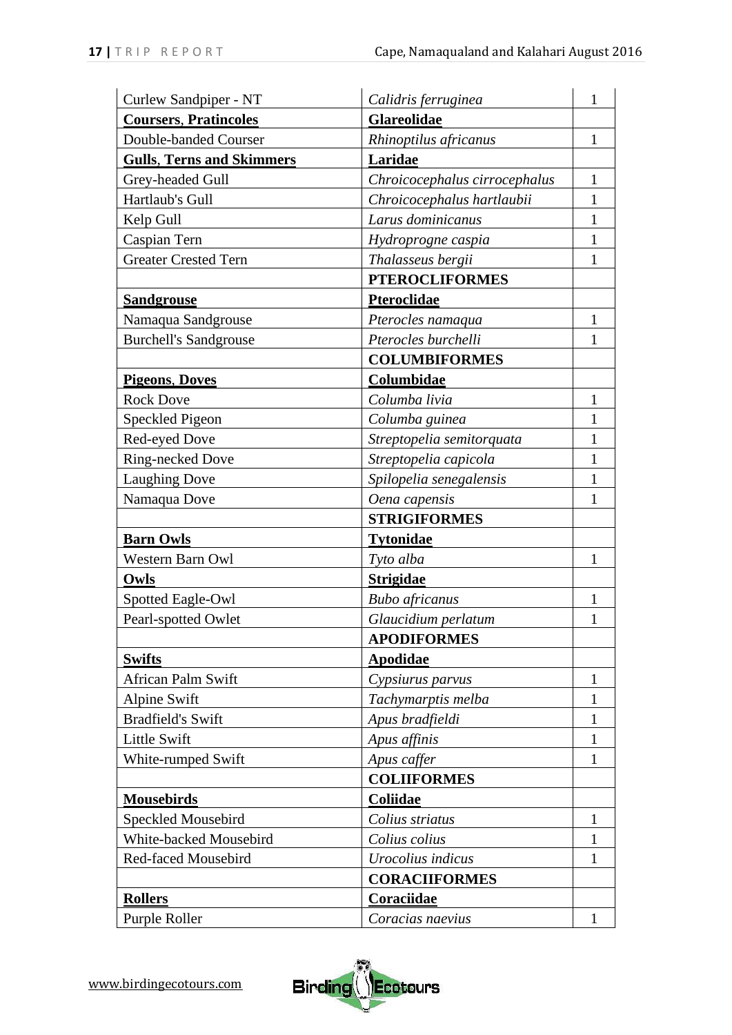| Curlew Sandpiper - NT | *Calidris ferruginea* | 1 |
|---|---|---|
| **Coursers, Pratincoles** | **Glareolidae** | |
| Double-banded Courser | *Rhinoptilus africanus* | 1 |
| **Gulls, Terns and Skimmers** | **Laridae** | |
| Grey-headed Gull | *Chroicocephalus cirrocephalus* | 1 |
| Hartlaub's Gull | *Chroicocephalus hartlaubii* | 1 |
| Kelp Gull | *Larus dominicanus* | 1 |
| Caspian Tern | *Hydroprogne caspia* | 1 |
| Greater Crested Tern | *Thalasseus bergii* | 1 |
| | **PTEROCLIFORMES** | |
| **Sandgrouse** | **Pteroclidae** | |
| Namaqua Sandgrouse | *Pterocles namaqua* | 1 |
| Burchell's Sandgrouse | *Pterocles burchelli* | 1 |
| | **COLUMBIFORMES** | |
| **Pigeons, Doves** | **Columbidae** | |
| Rock Dove | *Columba livia* | 1 |
| Speckled Pigeon | *Columba guinea* | 1 |
| Red-eyed Dove | *Streptopelia semitorquata* | 1 |
| Ring-necked Dove | *Streptopelia capicola* | 1 |
| Laughing Dove | *Spilopelia senegalensis* | 1 |
| Namaqua Dove | *Oena capensis* | 1 |
| | **STRIGIFORMES** | |
| **Barn Owls** | **Tytonidae** | |
| Western Barn Owl | *Tyto alba* | 1 |
| **Owls** | **Strigidae** | |
| Spotted Eagle-Owl | *Bubo africanus* | 1 |
| Pearl-spotted Owlet | *Glaucidium perlatum* | 1 |
| | **APODIFORMES** | |
| **Swifts** | **Apodidae** | |
| African Palm Swift | *Cypsiurus parvus* | 1 |
| Alpine Swift | *Tachymarptis melba* | 1 |
| Bradfield's Swift | *Apus bradfieldi* | 1 |
| Little Swift | *Apus affinis* | 1 |
| White-rumped Swift | *Apus caffer* | 1 |
| | **COLIIFORMES** | |
| **Mousebirds** | **Coliidae** | |
| Speckled Mousebird | *Colius striatus* | 1 |
| White-backed Mousebird | *Colius colius* | 1 |
| Red-faced Mousebird | *Urocolius indicus* | 1 |
| | **CORACIIFORMES** | |
| **Rollers** | **Coraciidae** | |
| Purple Roller | *Coracias naevius* | 1 |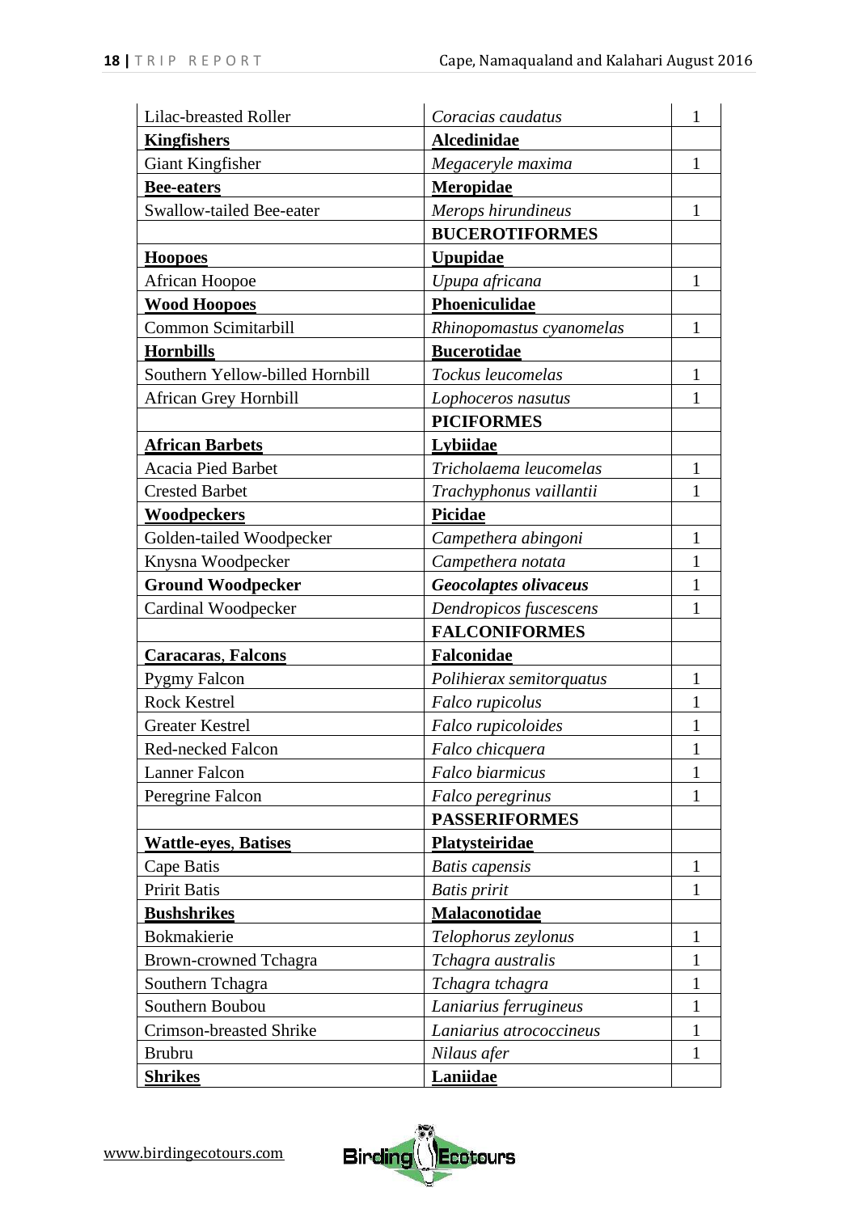| Lilac-breasted Roller | *Coracias caudatus* | 1 |
|---|---|---|
| **Kingfishers** | **Alcedinidae** | |
| Giant Kingfisher | *Megaceryle maxima* | 1 |
| **Bee-eaters** | **Meropidae** | |
| Swallow-tailed Bee-eater | *Merops hirundineus* | 1 |
| | **BUCEROTIFORMES** | |
| **Hoopoes** | **Upupidae** | |
| African Hoopoe | *Upupa africana* | 1 |
| **Wood Hoopoes** | **Phoeniculidae** | |
| Common Scimitarbill | *Rhinopomastus cyanomelas* | 1 |
| **Hornbills** | **Bucerotidae** | |
| Southern Yellow-billed Hornbill | *Tockus leucomelas* | 1 |
| African Grey Hornbill | *Lophoceros nasutus* | 1 |
| | **PICIFORMES** | |
| **African Barbets** | **Lybiidae** | |
| Acacia Pied Barbet | *Tricholaema leucomelas* | 1 |
| Crested Barbet | *Trachyphonus vaillantii* | 1 |
| **Woodpeckers** | **Picidae** | |
| Golden-tailed Woodpecker | *Campethera abingoni* | 1 |
| Knysna Woodpecker | *Campethera notata* | 1 |
| **Ground Woodpecker** | ***Geocolaptes olivaceus*** | 1 |
| Cardinal Woodpecker | *Dendropicos fuscescens* | 1 |
| | **FALCONIFORMES** | |
| **Caracaras, Falcons** | **Falconidae** | |
| Pygmy Falcon | *Polihierax semitorquatus* | 1 |
| Rock Kestrel | *Falco rupicolus* | 1 |
| Greater Kestrel | *Falco rupicoloides* | 1 |
| Red-necked Falcon | *Falco chicquera* | 1 |
| Lanner Falcon | *Falco biarmicus* | 1 |
| Peregrine Falcon | *Falco peregrinus* | 1 |
| | **PASSERIFORMES** | |
| **Wattle-eyes, Batises** | **Platysteiridae** | |
| Cape Batis | *Batis capensis* | 1 |
| Pririt Batis | *Batis pririt* | 1 |
| **Bushshrikes** | **Malaconotidae** | |
| Bokmakierie | *Telophorus zeylonus* | 1 |
| Brown-crowned Tchagra | *Tchagra australis* | 1 |
| Southern Tchagra | *Tchagra tchagra* | 1 |
| Southern Boubou | *Laniarius ferrugineus* | 1 |
| Crimson-breasted Shrike | *Laniarius atrococcineus* | 1 |
| Brubru | *Nilaus afer* | 1 |
| **Shrikes** | **Laniidae** | |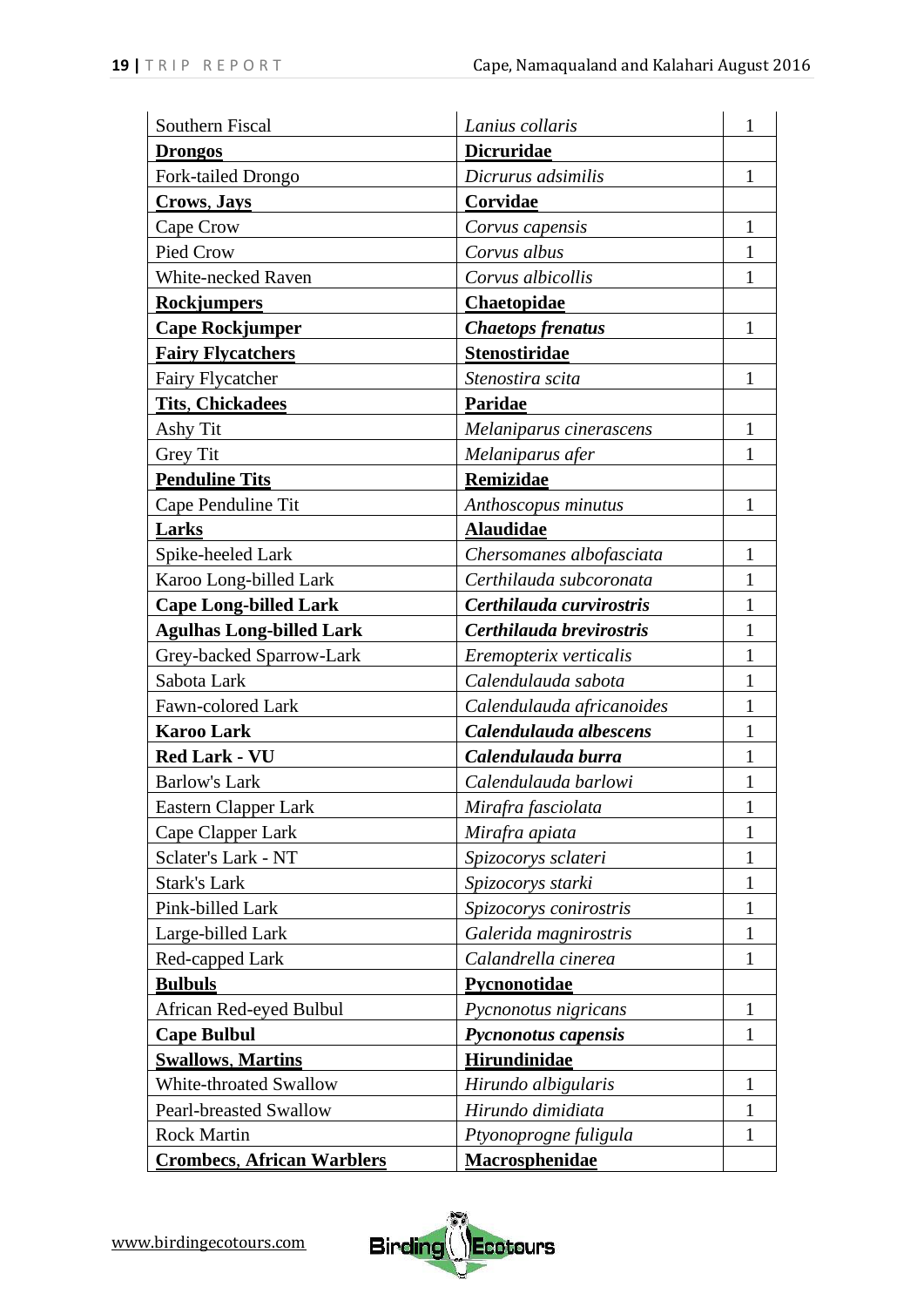| | | |
|---|---|---|
| Southern Fiscal | *Lanius collaris* | 1 |
| **Drongos** | **Dicruridae** | |
| Fork-tailed Drongo | *Dicrurus adsimilis* | 1 |
| **Crows, Jays** | **Corvidae** | |
| Cape Crow | *Corvus capensis* | 1 |
| Pied Crow | *Corvus albus* | 1 |
| White-necked Raven | *Corvus albicollis* | 1 |
| **Rockjumpers** | **Chaetopidae** | |
| **Cape Rockjumper** | ***Chaetops frenatus*** | 1 |
| **Fairy Flycatchers** | **Stenostiridae** | |
| Fairy Flycatcher | *Stenostira scita* | 1 |
| **Tits, Chickadees** | **Paridae** | |
| Ashy Tit | *Melaniparus cinerascens* | 1 |
| Grey Tit | *Melaniparus afer* | 1 |
| **Penduline Tits** | **Remizidae** | |
| Cape Penduline Tit | *Anthoscopus minutus* | 1 |
| **Larks** | **Alaudidae** | |
| Spike-heeled Lark | *Chersomanes albofasciata* | 1 |
| Karoo Long-billed Lark | *Certhilauda subcoronata* | 1 |
| **Cape Long-billed Lark** | ***Certhilauda curvirostris*** | 1 |
| **Agulhas Long-billed Lark** | ***Certhilauda brevirostris*** | 1 |
| Grey-backed Sparrow-Lark | *Eremopterix verticalis* | 1 |
| Sabota Lark | *Calendulauda sabota* | 1 |
| Fawn-colored Lark | *Calendulauda africanoides* | 1 |
| **Karoo Lark** | ***Calendulauda albescens*** | 1 |
| **Red Lark - VU** | ***Calendulauda burra*** | 1 |
| Barlow's Lark | *Calendulauda barlowi* | 1 |
| Eastern Clapper Lark | *Mirafra fasciolata* | 1 |
| Cape Clapper Lark | *Mirafra apiata* | 1 |
| Sclater's Lark - NT | *Spizocorys sclateri* | 1 |
| Stark's Lark | *Spizocorys starki* | 1 |
| Pink-billed Lark | *Spizocorys conirostris* | 1 |
| Large-billed Lark | *Galerida magnirostris* | 1 |
| Red-capped Lark | *Calandrella cinerea* | 1 |
| **Bulbuls** | **Pycnonotidae** | |
| African Red-eyed Bulbul | *Pycnonotus nigricans* | 1 |
| **Cape Bulbul** | ***Pycnonotus capensis*** | 1 |
| **Swallows, Martins** | **Hirundinidae** | |
| White-throated Swallow | *Hirundo albigularis* | 1 |
| Pearl-breasted Swallow | *Hirundo dimidiata* | 1 |
| Rock Martin | *Ptyonoprogne fuligula* | 1 |
| **Crombecs, African Warblers** | **Macrosphenidae** | |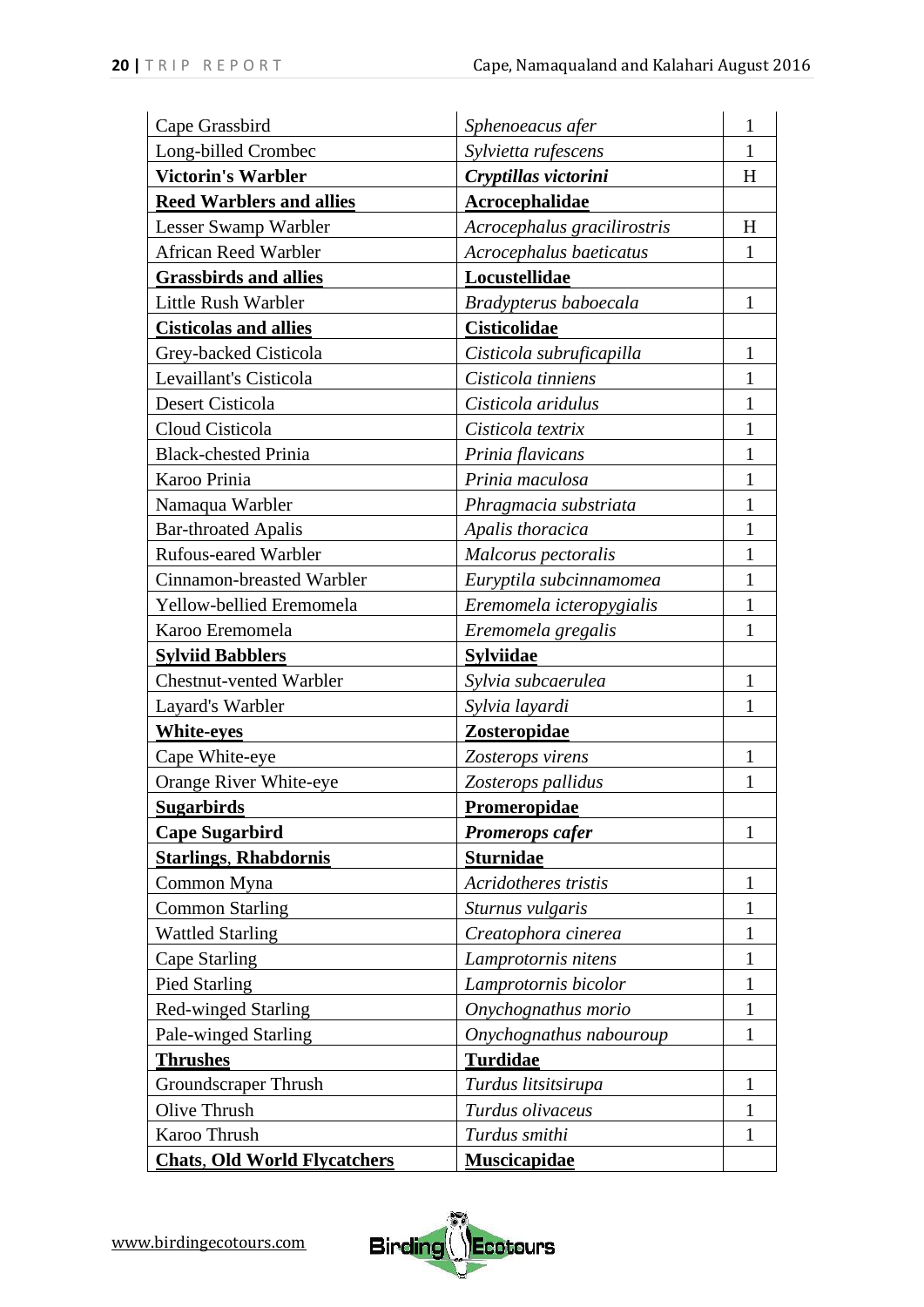| | | |
|---|---|---|
| Cape Grassbird | *Sphenoeacus afer* | 1 |
| Long-billed Crombec | *Sylvietta rufescens* | 1 |
| **Victorin's Warbler** | ***Cryptillas victorini*** | H |
| **Reed Warblers and allies** | **Acrocephalidae** | |
| Lesser Swamp Warbler | *Acrocephalus gracilirostris* | H |
| African Reed Warbler | *Acrocephalus baeticatus* | 1 |
| **Grassbirds and allies** | **Locustellidae** | |
| Little Rush Warbler | *Bradypterus baboecala* | 1 |
| **Cisticolas and allies** | **Cisticolidae** | |
| Grey-backed Cisticola | *Cisticola subruficapilla* | 1 |
| Levaillant's Cisticola | *Cisticola tinniens* | 1 |
| Desert Cisticola | *Cisticola aridulus* | 1 |
| Cloud Cisticola | *Cisticola textrix* | 1 |
| Black-chested Prinia | *Prinia flavicans* | 1 |
| Karoo Prinia | *Prinia maculosa* | 1 |
| Namaqua Warbler | *Phragmacia substriata* | 1 |
| Bar-throated Apalis | *Apalis thoracica* | 1 |
| Rufous-eared Warbler | *Malcorus pectoralis* | 1 |
| Cinnamon-breasted Warbler | *Euryptila subcinnamomea* | 1 |
| Yellow-bellied Eremomela | *Eremomela icteropygialis* | 1 |
| Karoo Eremomela | *Eremomela gregalis* | 1 |
| **Sylviid Babblers** | **Sylviidae** | |
| Chestnut-vented Warbler | *Sylvia subcaerulea* | 1 |
| Layard's Warbler | *Sylvia layardi* | 1 |
| **White-eyes** | **Zosteropidae** | |
| Cape White-eye | *Zosterops virens* | 1 |
| Orange River White-eye | *Zosterops pallidus* | 1 |
| **Sugarbirds** | **Promeropidae** | |
| **Cape Sugarbird** | ***Promerops cafer*** | 1 |
| **Starlings, Rhabdornis** | **Sturnidae** | |
| Common Myna | *Acridotheres tristis* | 1 |
| Common Starling | *Sturnus vulgaris* | 1 |
| Wattled Starling | *Creatophora cinerea* | 1 |
| Cape Starling | *Lamprotornis nitens* | 1 |
| Pied Starling | *Lamprotornis bicolor* | 1 |
| Red-winged Starling | *Onychognathus morio* | 1 |
| Pale-winged Starling | *Onychognathus nabouroup* | 1 |
| **Thrushes** | **Turdidae** | |
| Groundscraper Thrush | *Turdus litsitsirupa* | 1 |
| Olive Thrush | *Turdus olivaceus* | 1 |
| Karoo Thrush | *Turdus smithi* | 1 |
| **Chats, Old World Flycatchers** | **Muscicapidae** | |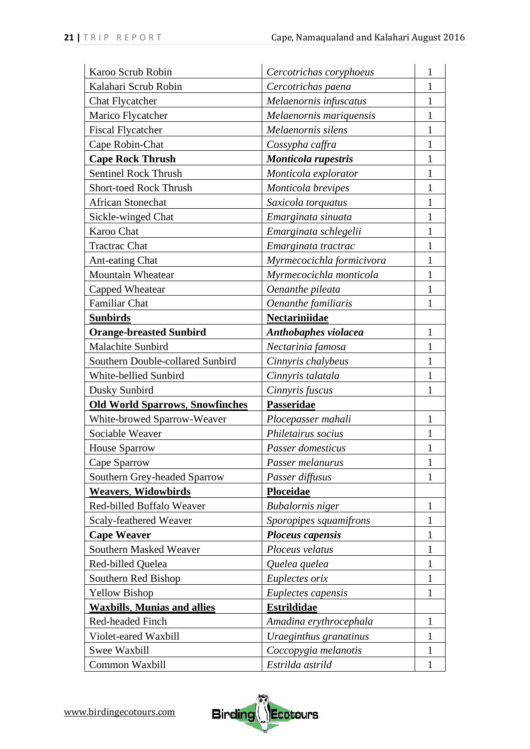| | | |
|---|---|---|
| Karoo Scrub Robin | *Cercotrichas coryphoeus* | 1 |
| Kalahari Scrub Robin | *Cercotrichas paena* | 1 |
| Chat Flycatcher | *Melaenornis infuscatus* | 1 |
| Marico Flycatcher | *Melaenornis mariquensis* | 1 |
| Fiscal Flycatcher | *Melaenornis silens* | 1 |
| Cape Robin-Chat | *Cossypha caffra* | 1 |
| **Cape Rock Thrush** | ***Monticola rupestris*** | 1 |
| Sentinel Rock Thrush | *Monticola explorator* | 1 |
| Short-toed Rock Thrush | *Monticola brevipes* | 1 |
| African Stonechat | *Saxicola torquatus* | 1 |
| Sickle-winged Chat | *Emarginata sinuata* | 1 |
| Karoo Chat | *Emarginata schlegelii* | 1 |
| Tractrac Chat | *Emarginata tractrac* | 1 |
| Ant-eating Chat | *Myrmecocichla formicivora* | 1 |
| Mountain Wheatear | *Myrmecocichla monticola* | 1 |
| Capped Wheatear | *Oenanthe pileata* | 1 |
| Familiar Chat | *Oenanthe familiaris* | 1 |
| **Sunbirds** | **Nectariniidae** | |
| **Orange-breasted Sunbird** | ***Anthobaphes violacea*** | 1 |
| Malachite Sunbird | *Nectarinia famosa* | 1 |
| Southern Double-collared Sunbird | *Cinnyris chalybeus* | 1 |
| White-bellied Sunbird | *Cinnyris talatala* | 1 |
| Dusky Sunbird | *Cinnyris fuscus* | 1 |
| **Old World Sparrows, Snowfinches** | **Passeridae** | |
| White-browed Sparrow-Weaver | *Plocepasser mahali* | 1 |
| Sociable Weaver | *Philetairus socius* | 1 |
| House Sparrow | *Passer domesticus* | 1 |
| Cape Sparrow | *Passer melanurus* | 1 |
| Southern Grey-headed Sparrow | *Passer diffusus* | 1 |
| **Weavers, Widowbirds** | **Ploceidae** | |
| Red-billed Buffalo Weaver | *Bubalornis niger* | 1 |
| Scaly-feathered Weaver | *Sporopipes squamifrons* | 1 |
| **Cape Weaver** | ***Ploceus capensis*** | 1 |
| Southern Masked Weaver | *Ploceus velatus* | 1 |
| Red-billed Quelea | *Quelea quelea* | 1 |
| Southern Red Bishop | *Euplectes orix* | 1 |
| Yellow Bishop | *Euplectes capensis* | 1 |
| **Waxbills, Munias and allies** | **Estrildidae** | |
| Red-headed Finch | *Amadina erythrocephala* | 1 |
| Violet-eared Waxbill | *Uraeginthus granatinus* | 1 |
| Swee Waxbill | *Coccopygia melanotis* | 1 |
| Common Waxbill | *Estrilda astrild* | 1 |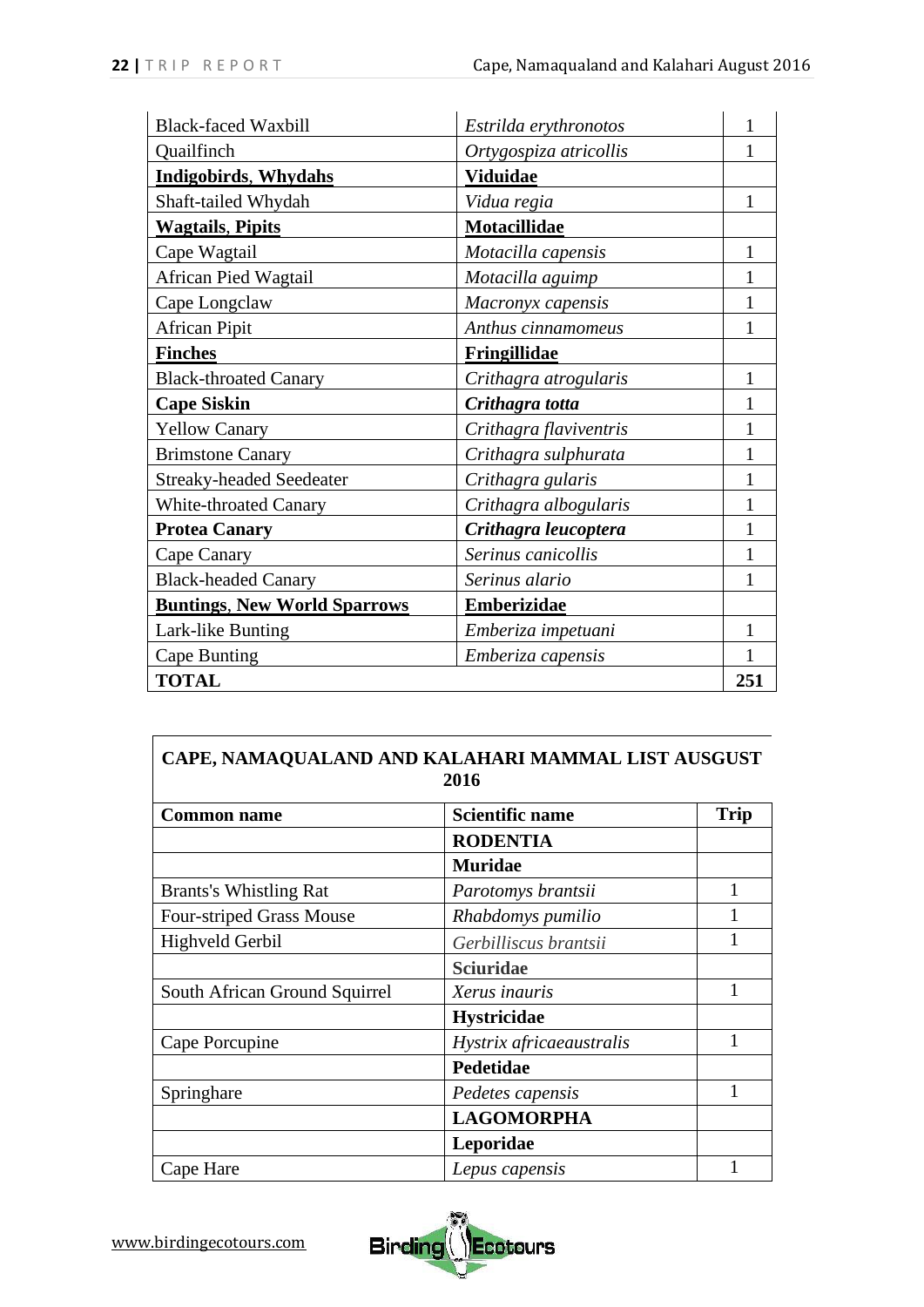| | | |
|---|---|---|
| Black-faced Waxbill | *Estrilda erythronotos* | 1 |
| Quailfinch | *Ortygospiza atricollis* | 1 |
| **Indigobirds, Whydahs** | **Viduidae** | |
| Shaft-tailed Whydah | *Vidua regia* | 1 |
| **Wagtails, Pipits** | **Motacillidae** | |
| Cape Wagtail | *Motacilla capensis* | 1 |
| African Pied Wagtail | *Motacilla aguimp* | 1 |
| Cape Longclaw | *Macronyx capensis* | 1 |
| African Pipit | *Anthus cinnamomeus* | 1 |
| **Finches** | **Fringillidae** | |
| Black-throated Canary | *Crithagra atrogularis* | 1 |
| **Cape Siskin** | ***Crithagra totta*** | 1 |
| Yellow Canary | *Crithagra flaviventris* | 1 |
| Brimstone Canary | *Crithagra sulphurata* | 1 |
| Streaky-headed Seedeater | *Crithagra gularis* | 1 |
| White-throated Canary | *Crithagra albogularis* | 1 |
| **Protea Canary** | ***Crithagra leucoptera*** | 1 |
| Cape Canary | *Serinus canicollis* | 1 |
| Black-headed Canary | *Serinus alario* | 1 |
| **Buntings, New World Sparrows** | **Emberizidae** | |
| Lark-like Bunting | *Emberiza impetuani* | 1 |
| Cape Bunting | *Emberiza capensis* | 1 |
| **TOTAL** | | **251** |

## CAPE, NAMAQUALAND AND KALAHARI MAMMAL LIST AUSGUST 2016

| Common name | Scientific name | Trip |
|---|---|---|
| | **RODENTIA** | |
| | **Muridae** | |
| Brants's Whistling Rat | *Parotomys brantsii* | 1 |
| Four-striped Grass Mouse | *Rhabdomys pumilio* | 1 |
| Highveld Gerbil | *Gerbilliscus brantsii* | 1 |
| | **Sciuridae** | |
| South African Ground Squirrel | *Xerus inauris* | 1 |
| | **Hystricidae** | |
| Cape Porcupine | *Hystrix africaeaustralis* | 1 |
| | **Pedetidae** | |
| Springhare | *Pedetes capensis* | 1 |
| | **LAGOMORPHA** | |
| | **Leporidae** | |
| Cape Hare | *Lepus capensis* | 1 |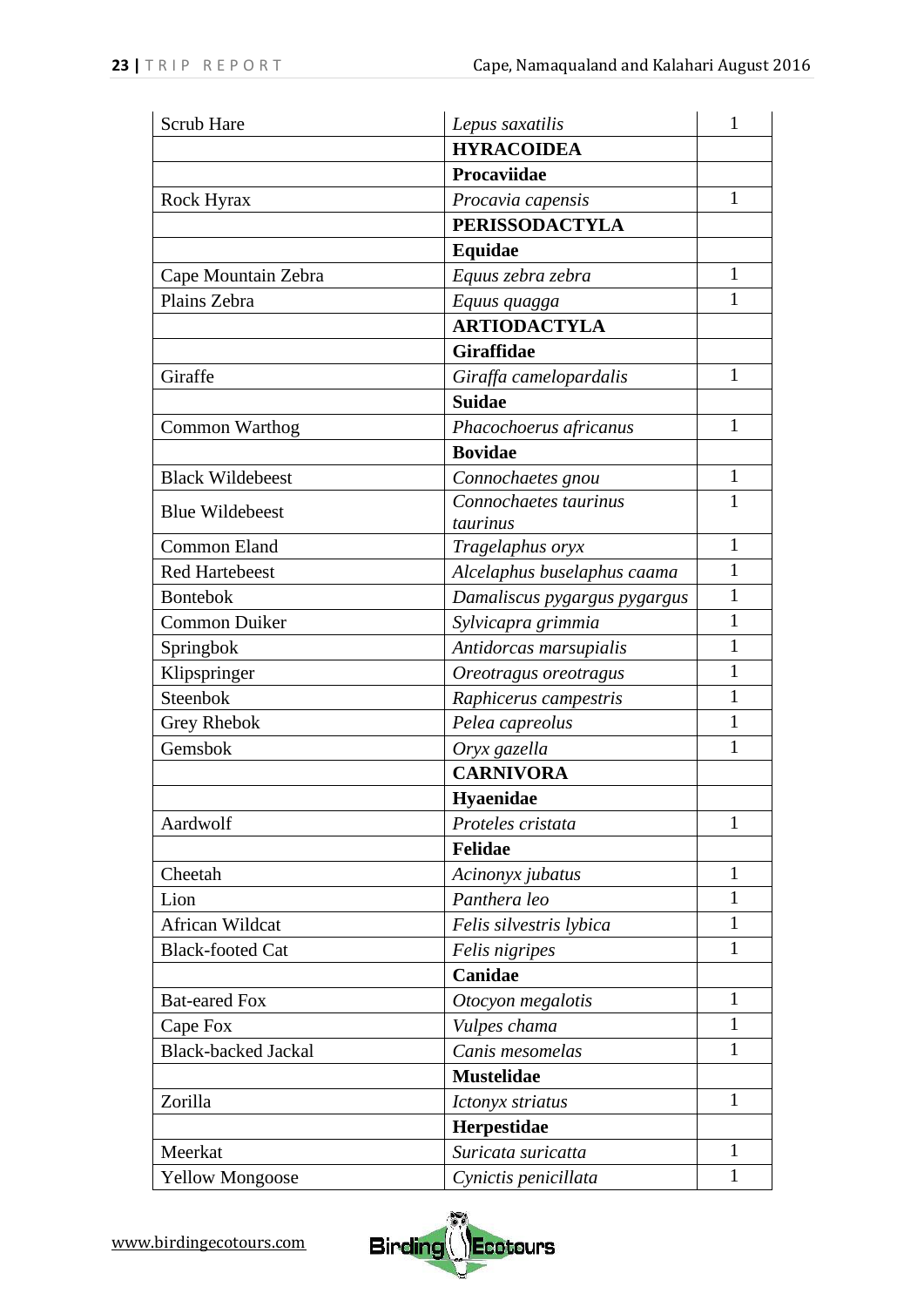| | | |
|---|---|---|
| Scrub Hare | *Lepus saxatilis* | 1 |
| | **HYRACOIDEA** | |
| | **Procaviidae** | |
| Rock Hyrax | *Procavia capensis* | 1 |
| | **PERISSODACTYLA** | |
| | **Equidae** | |
| Cape Mountain Zebra | *Equus zebra zebra* | 1 |
| Plains Zebra | *Equus quagga* | 1 |
| | **ARTIODACTYLA** | |
| | **Giraffidae** | |
| Giraffe | *Giraffa camelopardalis* | 1 |
| | **Suidae** | |
| Common Warthog | *Phacochoerus africanus* | 1 |
| | **Bovidae** | |
| Black Wildebeest | *Connochaetes gnou* | 1 |
| Blue Wildebeest | *Connochaetes taurinus taurinus* | 1 |
| Common Eland | *Tragelaphus oryx* | 1 |
| Red Hartebeest | *Alcelaphus buselaphus caama* | 1 |
| Bontebok | *Damaliscus pygargus pygargus* | 1 |
| Common Duiker | *Sylvicapra grimmia* | 1 |
| Springbok | *Antidorcas marsupialis* | 1 |
| Klipspringer | *Oreotragus oreotragus* | 1 |
| Steenbok | *Raphicerus campestris* | 1 |
| Grey Rhebok | *Pelea capreolus* | 1 |
| Gemsbok | *Oryx gazella* | 1 |
| | **CARNIVORA** | |
| | **Hyaenidae** | |
| Aardwolf | *Proteles cristata* | 1 |
| | **Felidae** | |
| Cheetah | *Acinonyx jubatus* | 1 |
| Lion | *Panthera leo* | 1 |
| African Wildcat | *Felis silvestris lybica* | 1 |
| Black-footed Cat | *Felis nigripes* | 1 |
| | **Canidae** | |
| Bat-eared Fox | *Otocyon megalotis* | 1 |
| Cape Fox | *Vulpes chama* | 1 |
| Black-backed Jackal | *Canis mesomelas* | 1 |
| | **Mustelidae** | |
| Zorilla | *Ictonyx striatus* | 1 |
| | **Herpestidae** | |
| Meerkat | *Suricata suricatta* | 1 |
| Yellow Mongoose | *Cynictis penicillata* | 1 |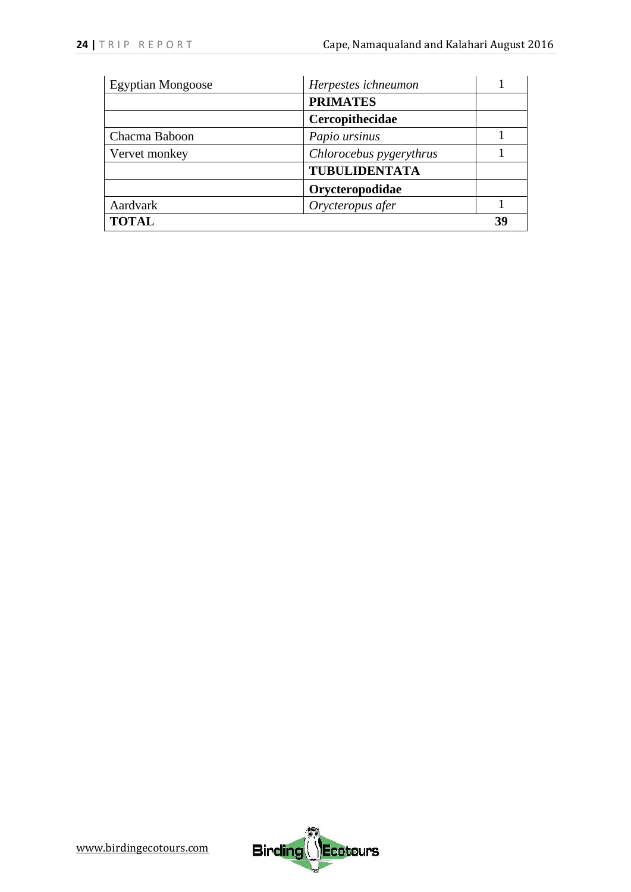| | | |
|---|---|---|
| Egyptian Mongoose | *Herpestes ichneumon* | 1 |
| | **PRIMATES** | |
| | **Cercopithecidae** | |
| Chacma Baboon | *Papio ursinus* | 1 |
| Vervet monkey | *Chlorocebus pygerythrus* | 1 |
| | **TUBULIDENTATA** | |
| | **Orycteropodidae** | |
| Aardvark | *Orycteropus afer* | 1 |
| **TOTAL** | | **39** |